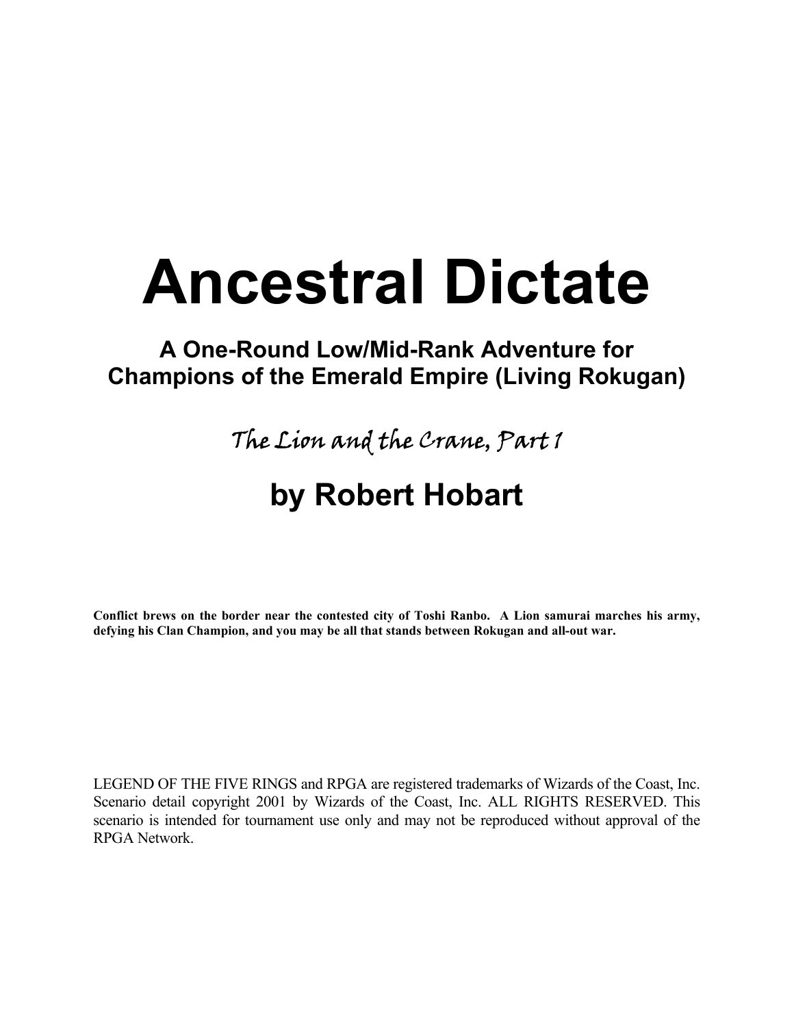# Ancestral Dictate

## A One-Round Low/Mid-Rank Adventure for Champions of the Emerald Empire (Living Rokugan)

*The Lion and the Crane, Part 1*

## by Robert Hobart

**Conflict brews on the border near the contested city of Toshi Ranbo. A Lion samurai marches his army, defying his Clan Champion, and you may be all that stands between Rokugan and all-out war.**

LEGEND OF THE FIVE RINGS and RPGA are registered trademarks of Wizards of the Coast, Inc. Scenario detail copyright 2001 by Wizards of the Coast, Inc. ALL RIGHTS RESERVED. This scenario is intended for tournament use only and may not be reproduced without approval of the RPGA Network.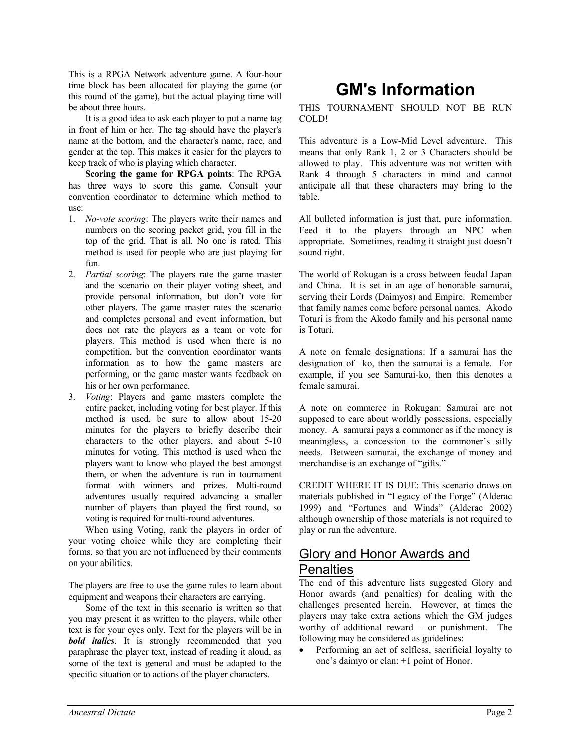This is a RPGA Network adventure game. A four-hour time block has been allocated for playing the game (or this round of the game), but the actual playing time will be about three hours.

It is a good idea to ask each player to put a name tag in front of him or her. The tag should have the player's name at the bottom, and the character's name, race, and gender at the top. This makes it easier for the players to keep track of who is playing which character.

**Scoring the game for RPGA points**: The RPGA has three ways to score this game. Consult your convention coordinator to determine which method to use:

1. *No-vote scoring*: The players write their names and numbers on the scoring packet grid, you fill in the top of the grid. That is all. No one is rated. This method is used for people who are just playing for fun.
2. *Partial scoring*: The players rate the game master and the scenario on their player voting sheet, and provide personal information, but don't vote for other players. The game master rates the scenario and completes personal and event information, but does not rate the players as a team or vote for players. This method is used when there is no competition, but the convention coordinator wants information as to how the game masters are performing, or the game master wants feedback on his or her own performance.
3. *Voting*: Players and game masters complete the entire packet, including voting for best player. If this method is used, be sure to allow about 15-20 minutes for the players to briefly describe their characters to the other players, and about 5-10 minutes for voting. This method is used when the players want to know who played the best amongst them, or when the adventure is run in tournament format with winners and prizes. Multi-round adventures usually required advancing a smaller number of players than played the first round, so voting is required for multi-round adventures.

When using Voting, rank the players in order of your voting choice while they are completing their forms, so that you are not influenced by their comments on your abilities.

The players are free to use the game rules to learn about equipment and weapons their characters are carrying.

Some of the text in this scenario is written so that you may present it as written to the players, while other text is for your eyes only. Text for the players will be in ***bold italics***. It is strongly recommended that you paraphrase the player text, instead of reading it aloud, as some of the text is general and must be adapted to the specific situation or to actions of the player characters.

# GM's Information

THIS TOURNAMENT SHOULD NOT BE RUN COLD!

This adventure is a Low-Mid Level adventure. This means that only Rank 1, 2 or 3 Characters should be allowed to play. This adventure was not written with Rank 4 through 5 characters in mind and cannot anticipate all that these characters may bring to the table.

All bulleted information is just that, pure information. Feed it to the players through an NPC when appropriate. Sometimes, reading it straight just doesn't sound right.

The world of Rokugan is a cross between feudal Japan and China. It is set in an age of honorable samurai, serving their Lords (Daimyos) and Empire. Remember that family names come before personal names. Akodo Toturi is from the Akodo family and his personal name is Toturi.

A note on female designations: If a samurai has the designation of –ko, then the samurai is a female. For example, if you see Samurai-ko, then this denotes a female samurai.

A note on commerce in Rokugan: Samurai are not supposed to care about worldly possessions, especially money. A samurai pays a commoner as if the money is meaningless, a concession to the commoner's silly needs. Between samurai, the exchange of money and merchandise is an exchange of "gifts."

CREDIT WHERE IT IS DUE: This scenario draws on materials published in "Legacy of the Forge" (Alderac 1999) and "Fortunes and Winds" (Alderac 2002) although ownership of those materials is not required to play or run the adventure.

## Glory and Honor Awards and Penalties

The end of this adventure lists suggested Glory and Honor awards (and penalties) for dealing with the challenges presented herein. However, at times the players may take extra actions which the GM judges worthy of additional reward – or punishment. The following may be considered as guidelines:

- Performing an act of selfless, sacrificial loyalty to one's daimyo or clan: +1 point of Honor.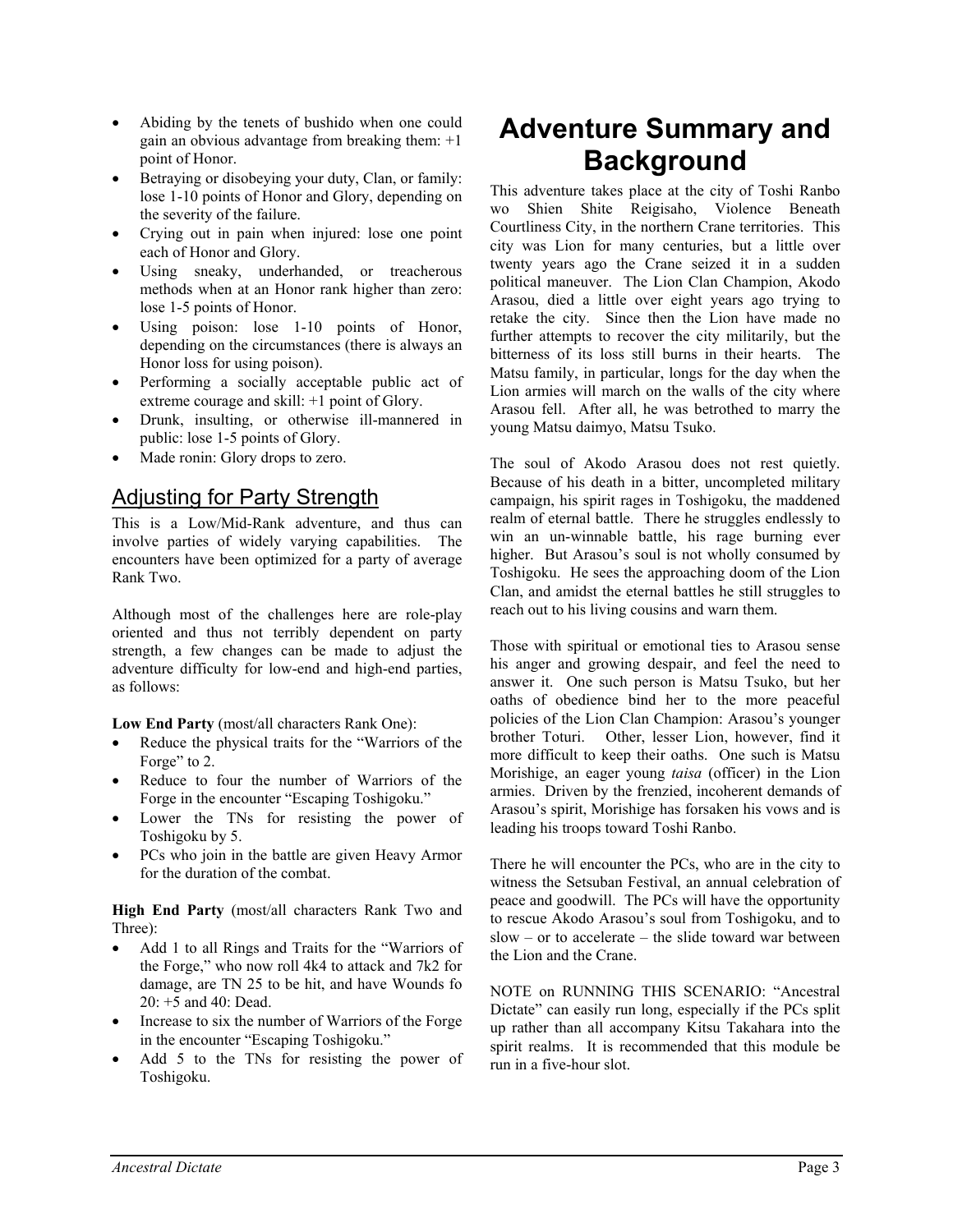- Abiding by the tenets of bushido when one could gain an obvious advantage from breaking them: +1 point of Honor.
- Betraying or disobeying your duty, Clan, or family: lose 1-10 points of Honor and Glory, depending on the severity of the failure.
- Crying out in pain when injured: lose one point each of Honor and Glory.
- Using sneaky, underhanded, or treacherous methods when at an Honor rank higher than zero: lose 1-5 points of Honor.
- Using poison: lose 1-10 points of Honor, depending on the circumstances (there is always an Honor loss for using poison).
- Performing a socially acceptable public act of extreme courage and skill: +1 point of Glory.
- Drunk, insulting, or otherwise ill-mannered in public: lose 1-5 points of Glory.
- Made ronin: Glory drops to zero.

## Adjusting for Party Strength

This is a Low/Mid-Rank adventure, and thus can involve parties of widely varying capabilities. The encounters have been optimized for a party of average Rank Two.

Although most of the challenges here are role-play oriented and thus not terribly dependent on party strength, a few changes can be made to adjust the adventure difficulty for low-end and high-end parties, as follows:

**Low End Party** (most/all characters Rank One):

- Reduce the physical traits for the "Warriors of the Forge" to 2.
- Reduce to four the number of Warriors of the Forge in the encounter "Escaping Toshigoku."
- Lower the TNs for resisting the power of Toshigoku by 5.
- PCs who join in the battle are given Heavy Armor for the duration of the combat.

**High End Party** (most/all characters Rank Two and Three):

- Add 1 to all Rings and Traits for the "Warriors of the Forge," who now roll 4k4 to attack and 7k2 for damage, are TN 25 to be hit, and have Wounds fo 20: +5 and 40: Dead.
- Increase to six the number of Warriors of the Forge in the encounter "Escaping Toshigoku."
- Add 5 to the TNs for resisting the power of Toshigoku.

# Adventure Summary and Background

This adventure takes place at the city of Toshi Ranbo wo Shien Shite Reigisaho, Violence Beneath Courtliness City, in the northern Crane territories. This city was Lion for many centuries, but a little over twenty years ago the Crane seized it in a sudden political maneuver. The Lion Clan Champion, Akodo Arasou, died a little over eight years ago trying to retake the city. Since then the Lion have made no further attempts to recover the city militarily, but the bitterness of its loss still burns in their hearts. The Matsu family, in particular, longs for the day when the Lion armies will march on the walls of the city where Arasou fell. After all, he was betrothed to marry the young Matsu daimyo, Matsu Tsuko.

The soul of Akodo Arasou does not rest quietly. Because of his death in a bitter, uncompleted military campaign, his spirit rages in Toshigoku, the maddened realm of eternal battle. There he struggles endlessly to win an un-winnable battle, his rage burning ever higher. But Arasou's soul is not wholly consumed by Toshigoku. He sees the approaching doom of the Lion Clan, and amidst the eternal battles he still struggles to reach out to his living cousins and warn them.

Those with spiritual or emotional ties to Arasou sense his anger and growing despair, and feel the need to answer it. One such person is Matsu Tsuko, but her oaths of obedience bind her to the more peaceful policies of the Lion Clan Champion: Arasou's younger brother Toturi. Other, lesser Lion, however, find it more difficult to keep their oaths. One such is Matsu Morishige, an eager young *taisa* (officer) in the Lion armies. Driven by the frenzied, incoherent demands of Arasou's spirit, Morishige has forsaken his vows and is leading his troops toward Toshi Ranbo.

There he will encounter the PCs, who are in the city to witness the Setsuban Festival, an annual celebration of peace and goodwill. The PCs will have the opportunity to rescue Akodo Arasou's soul from Toshigoku, and to slow – or to accelerate – the slide toward war between the Lion and the Crane.

NOTE on RUNNING THIS SCENARIO: "Ancestral Dictate" can easily run long, especially if the PCs split up rather than all accompany Kitsu Takahara into the spirit realms. It is recommended that this module be run in a five-hour slot.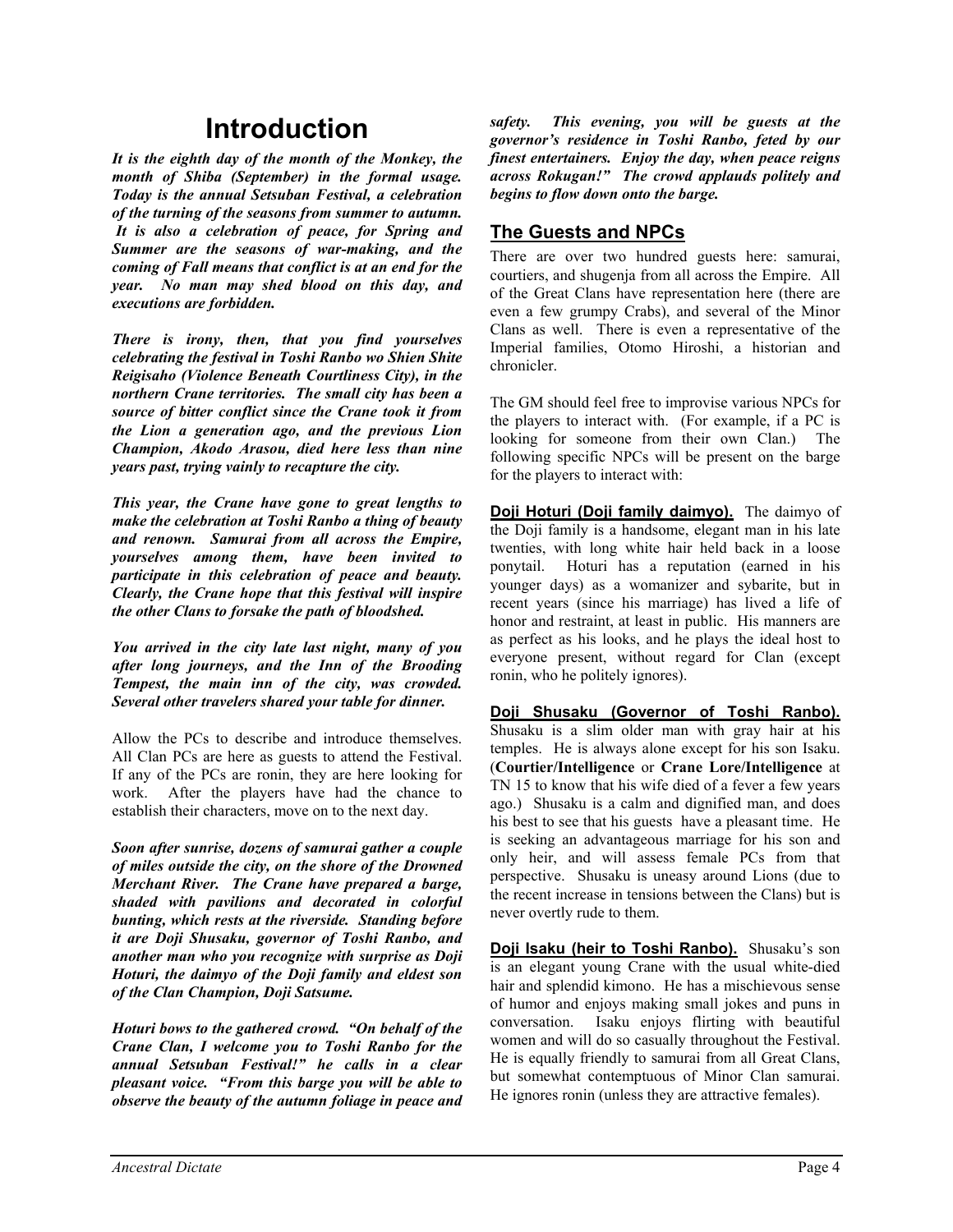# Introduction

***It is the eighth day of the month of the Monkey, the month of Shiba (September) in the formal usage. Today is the annual Setsuban Festival, a celebration of the turning of the seasons from summer to autumn. It is also a celebration of peace, for Spring and Summer are the seasons of war-making, and the coming of Fall means that conflict is at an end for the year. No man may shed blood on this day, and executions are forbidden.***

***There is irony, then, that you find yourselves celebrating the festival in Toshi Ranbo wo Shien Shite Reigisaho (Violence Beneath Courtliness City), in the northern Crane territories. The small city has been a source of bitter conflict since the Crane took it from the Lion a generation ago, and the previous Lion Champion, Akodo Arasou, died here less than nine years past, trying vainly to recapture the city.***

***This year, the Crane have gone to great lengths to make the celebration at Toshi Ranbo a thing of beauty and renown. Samurai from all across the Empire, yourselves among them, have been invited to participate in this celebration of peace and beauty. Clearly, the Crane hope that this festival will inspire the other Clans to forsake the path of bloodshed.***

***You arrived in the city late last night, many of you after long journeys, and the Inn of the Brooding Tempest, the main inn of the city, was crowded. Several other travelers shared your table for dinner.***

Allow the PCs to describe and introduce themselves. All Clan PCs are here as guests to attend the Festival. If any of the PCs are ronin, they are here looking for work. After the players have had the chance to establish their characters, move on to the next day.

***Soon after sunrise, dozens of samurai gather a couple of miles outside the city, on the shore of the Drowned Merchant River. The Crane have prepared a barge, shaded with pavilions and decorated in colorful bunting, which rests at the riverside. Standing before it are Doji Shusaku, governor of Toshi Ranbo, and another man who you recognize with surprise as Doji Hoturi, the daimyo of the Doji family and eldest son of the Clan Champion, Doji Satsume.***

***Hoturi bows to the gathered crowd. "On behalf of the Crane Clan, I welcome you to Toshi Ranbo for the annual Setsuban Festival!" he calls in a clear pleasant voice. "From this barge you will be able to observe the beauty of the autumn foliage in peace and safety. This evening, you will be guests at the governor's residence in Toshi Ranbo, feted by our finest entertainers. Enjoy the day, when peace reigns across Rokugan!" The crowd applauds politely and begins to flow down onto the barge.***

## The Guests and NPCs

There are over two hundred guests here: samurai, courtiers, and shugenja from all across the Empire. All of the Great Clans have representation here (there are even a few grumpy Crabs), and several of the Minor Clans as well. There is even a representative of the Imperial families, Otomo Hiroshi, a historian and chronicler.

The GM should feel free to improvise various NPCs for the players to interact with. (For example, if a PC is looking for someone from their own Clan.) The following specific NPCs will be present on the barge for the players to interact with:

**Doji Hoturi (Doji family daimyo).** The daimyo of the Doji family is a handsome, elegant man in his late twenties, with long white hair held back in a loose ponytail. Hoturi has a reputation (earned in his younger days) as a womanizer and sybarite, but in recent years (since his marriage) has lived a life of honor and restraint, at least in public. His manners are as perfect as his looks, and he plays the ideal host to everyone present, without regard for Clan (except ronin, who he politely ignores).

**Doji Shusaku (Governor of Toshi Ranbo).** Shusaku is a slim older man with gray hair at his temples. He is always alone except for his son Isaku. (**Courtier/Intelligence** or **Crane Lore/Intelligence** at TN 15 to know that his wife died of a fever a few years ago.) Shusaku is a calm and dignified man, and does his best to see that his guests have a pleasant time. He is seeking an advantageous marriage for his son and only heir, and will assess female PCs from that perspective. Shusaku is uneasy around Lions (due to the recent increase in tensions between the Clans) but is never overtly rude to them.

**Doji Isaku (heir to Toshi Ranbo).** Shusaku's son is an elegant young Crane with the usual white-died hair and splendid kimono. He has a mischievous sense of humor and enjoys making small jokes and puns in conversation. Isaku enjoys flirting with beautiful women and will do so casually throughout the Festival. He is equally friendly to samurai from all Great Clans, but somewhat contemptuous of Minor Clan samurai. He ignores ronin (unless they are attractive females).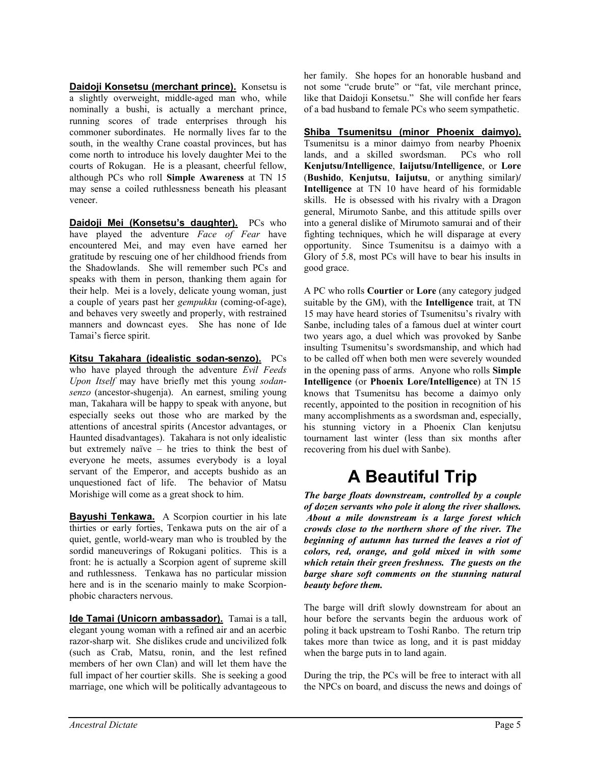**Daidoji Konsetsu (merchant prince).** Konsetsu is a slightly overweight, middle-aged man who, while nominally a bushi, is actually a merchant prince, running scores of trade enterprises through his commoner subordinates. He normally lives far to the south, in the wealthy Crane coastal provinces, but has come north to introduce his lovely daughter Mei to the courts of Rokugan. He is a pleasant, cheerful fellow, although PCs who roll **Simple Awareness** at TN 15 may sense a coiled ruthlessness beneath his pleasant veneer.

**Daidoji Mei (Konsetsu's daughter).** PCs who have played the adventure *Face of Fear* have encountered Mei, and may even have earned her gratitude by rescuing one of her childhood friends from the Shadowlands. She will remember such PCs and speaks with them in person, thanking them again for their help. Mei is a lovely, delicate young woman, just a couple of years past her *gempukku* (coming-of-age), and behaves very sweetly and properly, with restrained manners and downcast eyes. She has none of Ide Tamai's fierce spirit.

**Kitsu Takahara (idealistic sodan-senzo).** PCs who have played through the adventure *Evil Feeds Upon Itself* may have briefly met this young *sodan-senzo* (ancestor-shugenja). An earnest, smiling young man, Takahara will be happy to speak with anyone, but especially seeks out those who are marked by the attentions of ancestral spirits (Ancestor advantages, or Haunted disadvantages). Takahara is not only idealistic but extremely naïve – he tries to think the best of everyone he meets, assumes everybody is a loyal servant of the Emperor, and accepts bushido as an unquestioned fact of life. The behavior of Matsu Morishige will come as a great shock to him.

**Bayushi Tenkawa.** A Scorpion courtier in his late thirties or early forties, Tenkawa puts on the air of a quiet, gentle, world-weary man who is troubled by the sordid maneuverings of Rokugani politics. This is a front: he is actually a Scorpion agent of supreme skill and ruthlessness. Tenkawa has no particular mission here and is in the scenario mainly to make Scorpion-phobic characters nervous.

**Ide Tamai (Unicorn ambassador).** Tamai is a tall, elegant young woman with a refined air and an acerbic razor-sharp wit. She dislikes crude and uncivilized folk (such as Crab, Matsu, ronin, and the lest refined members of her own Clan) and will let them have the full impact of her courtier skills. She is seeking a good marriage, one which will be politically advantageous to her family. She hopes for an honorable husband and not some "crude brute" or "fat, vile merchant prince, like that Daidoji Konsetsu." She will confide her fears of a bad husband to female PCs who seem sympathetic.

**Shiba Tsumenitsu (minor Phoenix daimyo).** Tsumenitsu is a minor daimyo from nearby Phoenix lands, and a skilled swordsman. PCs who roll **Kenjutsu/Intelligence**, **Iaijutsu/Intelligence**, or **Lore** (**Bushido**, **Kenjutsu**, **Iaijutsu**, or anything similar)/ **Intelligence** at TN 10 have heard of his formidable skills. He is obsessed with his rivalry with a Dragon general, Mirumoto Sanbe, and this attitude spills over into a general dislike of Mirumoto samurai and of their fighting techniques, which he will disparage at every opportunity. Since Tsumenitsu is a daimyo with a Glory of 5.8, most PCs will have to bear his insults in good grace.

A PC who rolls **Courtier** or **Lore** (any category judged suitable by the GM), with the **Intelligence** trait, at TN 15 may have heard stories of Tsumenitsu's rivalry with Sanbe, including tales of a famous duel at winter court two years ago, a duel which was provoked by Sanbe insulting Tsumenitsu's swordsmanship, and which had to be called off when both men were severely wounded in the opening pass of arms. Anyone who rolls **Simple Intelligence** (or **Phoenix Lore/Intelligence**) at TN 15 knows that Tsumenitsu has become a daimyo only recently, appointed to the position in recognition of his many accomplishments as a swordsman and, especially, his stunning victory in a Phoenix Clan kenjutsu tournament last winter (less than six months after recovering from his duel with Sanbe).

# A Beautiful Trip

***The barge floats downstream, controlled by a couple of dozen servants who pole it along the river shallows. About a mile downstream is a large forest which crowds close to the northern shore of the river. The beginning of autumn has turned the leaves a riot of colors, red, orange, and gold mixed in with some which retain their green freshness. The guests on the barge share soft comments on the stunning natural beauty before them.***

The barge will drift slowly downstream for about an hour before the servants begin the arduous work of poling it back upstream to Toshi Ranbo. The return trip takes more than twice as long, and it is past midday when the barge puts in to land again.

During the trip, the PCs will be free to interact with all the NPCs on board, and discuss the news and doings of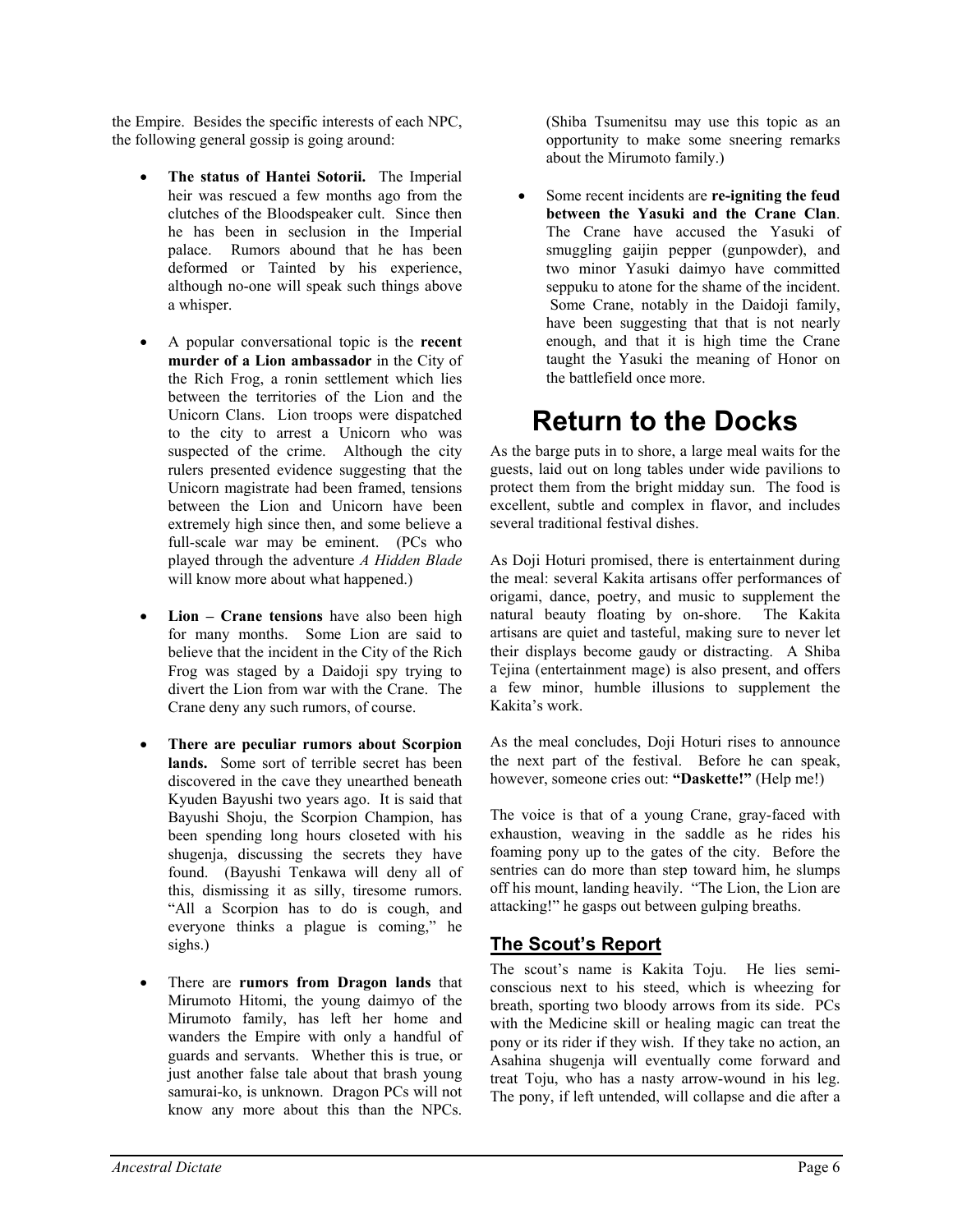the Empire. Besides the specific interests of each NPC, the following general gossip is going around:

- **The status of Hantei Sotorii.** The Imperial heir was rescued a few months ago from the clutches of the Bloodspeaker cult. Since then he has been in seclusion in the Imperial palace. Rumors abound that he has been deformed or Tainted by his experience, although no-one will speak such things above a whisper.

- A popular conversational topic is the **recent murder of a Lion ambassador** in the City of the Rich Frog, a ronin settlement which lies between the territories of the Lion and the Unicorn Clans. Lion troops were dispatched to the city to arrest a Unicorn who was suspected of the crime. Although the city rulers presented evidence suggesting that the Unicorn magistrate had been framed, tensions between the Lion and Unicorn have been extremely high since then, and some believe a full-scale war may be eminent. (PCs who played through the adventure *A Hidden Blade* will know more about what happened.)

- **Lion – Crane tensions** have also been high for many months. Some Lion are said to believe that the incident in the City of the Rich Frog was staged by a Daidoji spy trying to divert the Lion from war with the Crane. The Crane deny any such rumors, of course.

- **There are peculiar rumors about Scorpion lands.** Some sort of terrible secret has been discovered in the cave they unearthed beneath Kyuden Bayushi two years ago. It is said that Bayushi Shoju, the Scorpion Champion, has been spending long hours closeted with his shugenja, discussing the secrets they have found. (Bayushi Tenkawa will deny all of this, dismissing it as silly, tiresome rumors. "All a Scorpion has to do is cough, and everyone thinks a plague is coming," he sighs.)

- There are **rumors from Dragon lands** that Mirumoto Hitomi, the young daimyo of the Mirumoto family, has left her home and wanders the Empire with only a handful of guards and servants. Whether this is true, or just another false tale about that brash young samurai-ko, is unknown. Dragon PCs will not know any more about this than the NPCs. (Shiba Tsumenitsu may use this topic as an opportunity to make some sneering remarks about the Mirumoto family.)

- Some recent incidents are **re-igniting the feud between the Yasuki and the Crane Clan**. The Crane have accused the Yasuki of smuggling gaijin pepper (gunpowder), and two minor Yasuki daimyo have committed seppuku to atone for the shame of the incident. Some Crane, notably in the Daidoji family, have been suggesting that that is not nearly enough, and that it is high time the Crane taught the Yasuki the meaning of Honor on the battlefield once more.

# Return to the Docks

As the barge puts in to shore, a large meal waits for the guests, laid out on long tables under wide pavilions to protect them from the bright midday sun. The food is excellent, subtle and complex in flavor, and includes several traditional festival dishes.

As Doji Hoturi promised, there is entertainment during the meal: several Kakita artisans offer performances of origami, dance, poetry, and music to supplement the natural beauty floating by on-shore. The Kakita artisans are quiet and tasteful, making sure to never let their displays become gaudy or distracting. A Shiba Tejina (entertainment mage) is also present, and offers a few minor, humble illusions to supplement the Kakita's work.

As the meal concludes, Doji Hoturi rises to announce the next part of the festival. Before he can speak, however, someone cries out: **"Daskette!"** (Help me!)

The voice is that of a young Crane, gray-faced with exhaustion, weaving in the saddle as he rides his foaming pony up to the gates of the city. Before the sentries can do more than step toward him, he slumps off his mount, landing heavily. "The Lion, the Lion are attacking!" he gasps out between gulping breaths.

## The Scout's Report

The scout's name is Kakita Toju. He lies semi-conscious next to his steed, which is wheezing for breath, sporting two bloody arrows from its side. PCs with the Medicine skill or healing magic can treat the pony or its rider if they wish. If they take no action, an Asahina shugenja will eventually come forward and treat Toju, who has a nasty arrow-wound in his leg. The pony, if left untended, will collapse and die after a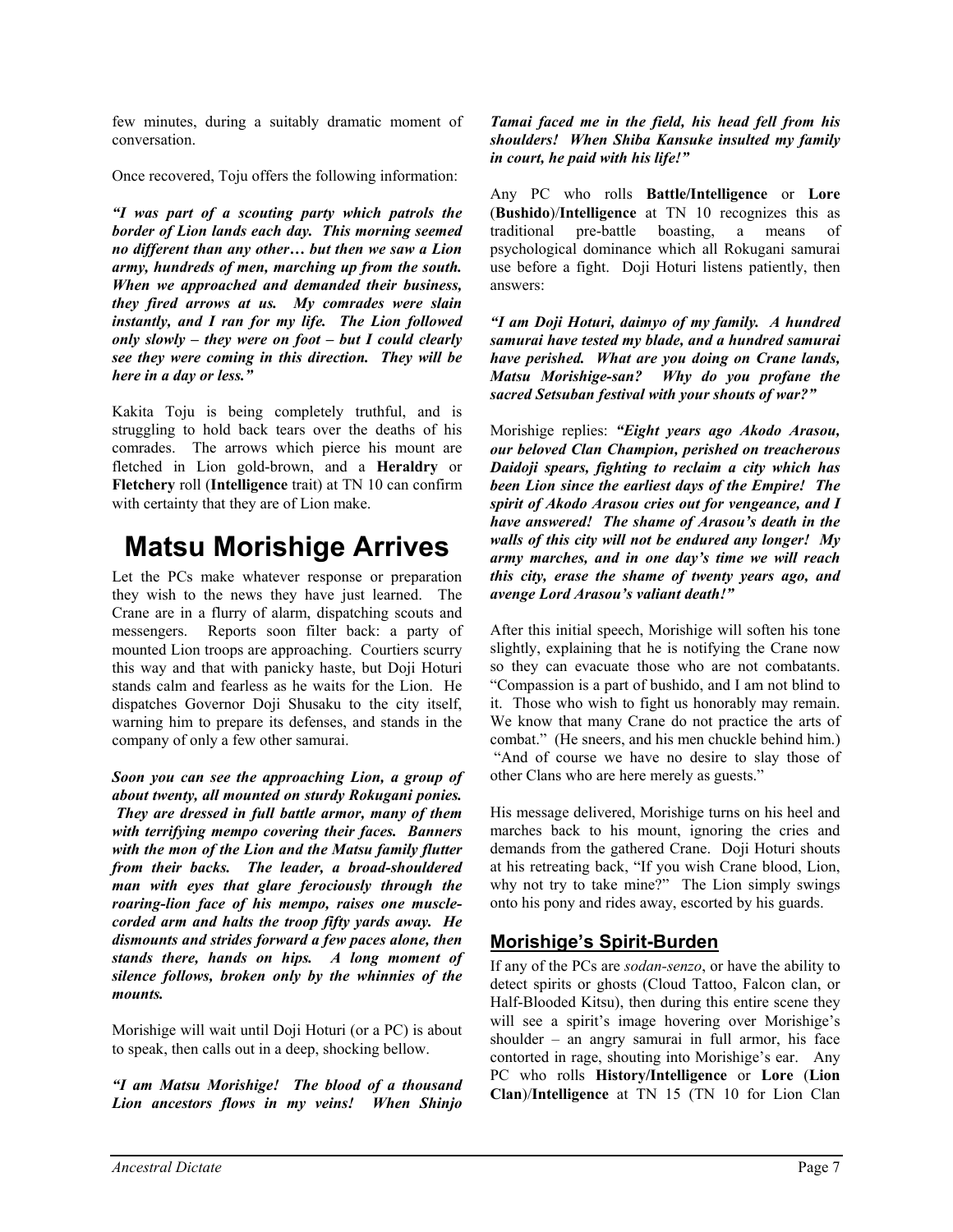few minutes, during a suitably dramatic moment of conversation.

Once recovered, Toju offers the following information:

***"I was part of a scouting party which patrols the border of Lion lands each day. This morning seemed no different than any other… but then we saw a Lion army, hundreds of men, marching up from the south. When we approached and demanded their business, they fired arrows at us. My comrades were slain instantly, and I ran for my life. The Lion followed only slowly – they were on foot – but I could clearly see they were coming in this direction. They will be here in a day or less."***

Kakita Toju is being completely truthful, and is struggling to hold back tears over the deaths of his comrades. The arrows which pierce his mount are fletched in Lion gold-brown, and a **Heraldry** or **Fletchery** roll (**Intelligence** trait) at TN 10 can confirm with certainty that they are of Lion make.

# Matsu Morishige Arrives

Let the PCs make whatever response or preparation they wish to the news they have just learned. The Crane are in a flurry of alarm, dispatching scouts and messengers. Reports soon filter back: a party of mounted Lion troops are approaching. Courtiers scurry this way and that with panicky haste, but Doji Hoturi stands calm and fearless as he waits for the Lion. He dispatches Governor Doji Shusaku to the city itself, warning him to prepare its defenses, and stands in the company of only a few other samurai.

***Soon you can see the approaching Lion, a group of about twenty, all mounted on sturdy Rokugani ponies. They are dressed in full battle armor, many of them with terrifying mempo covering their faces. Banners with the mon of the Lion and the Matsu family flutter from their backs. The leader, a broad-shouldered man with eyes that glare ferociously through the roaring-lion face of his mempo, raises one muscle-corded arm and halts the troop fifty yards away. He dismounts and strides forward a few paces alone, then stands there, hands on hips. A long moment of silence follows, broken only by the whinnies of the mounts.***

Morishige will wait until Doji Hoturi (or a PC) is about to speak, then calls out in a deep, shocking bellow.

***"I am Matsu Morishige! The blood of a thousand Lion ancestors flows in my veins! When Shinjo Tamai faced me in the field, his head fell from his shoulders! When Shiba Kansuke insulted my family in court, he paid with his life!"***

Any PC who rolls **Battle/Intelligence** or **Lore** (**Bushido**)/**Intelligence** at TN 10 recognizes this as traditional pre-battle boasting, a means of psychological dominance which all Rokugani samurai use before a fight. Doji Hoturi listens patiently, then answers:

***"I am Doji Hoturi, daimyo of my family. A hundred samurai have tested my blade, and a hundred samurai have perished. What are you doing on Crane lands, Matsu Morishige-san? Why do you profane the sacred Setsuban festival with your shouts of war?"***

Morishige replies: ***"Eight years ago Akodo Arasou, our beloved Clan Champion, perished on treacherous Daidoji spears, fighting to reclaim a city which has been Lion since the earliest days of the Empire! The spirit of Akodo Arasou cries out for vengeance, and I have answered! The shame of Arasou's death in the walls of this city will not be endured any longer! My army marches, and in one day's time we will reach this city, erase the shame of twenty years ago, and avenge Lord Arasou's valiant death!"***

After this initial speech, Morishige will soften his tone slightly, explaining that he is notifying the Crane now so they can evacuate those who are not combatants. "Compassion is a part of bushido, and I am not blind to it. Those who wish to fight us honorably may remain. We know that many Crane do not practice the arts of combat." (He sneers, and his men chuckle behind him.) "And of course we have no desire to slay those of other Clans who are here merely as guests."

His message delivered, Morishige turns on his heel and marches back to his mount, ignoring the cries and demands from the gathered Crane. Doji Hoturi shouts at his retreating back, "If you wish Crane blood, Lion, why not try to take mine?" The Lion simply swings onto his pony and rides away, escorted by his guards.

## Morishige's Spirit-Burden

If any of the PCs are *sodan-senzo*, or have the ability to detect spirits or ghosts (Cloud Tattoo, Falcon clan, or Half-Blooded Kitsu), then during this entire scene they will see a spirit's image hovering over Morishige's shoulder – an angry samurai in full armor, his face contorted in rage, shouting into Morishige's ear. Any PC who rolls **History/Intelligence** or **Lore** (**Lion Clan**)/**Intelligence** at TN 15 (TN 10 for Lion Clan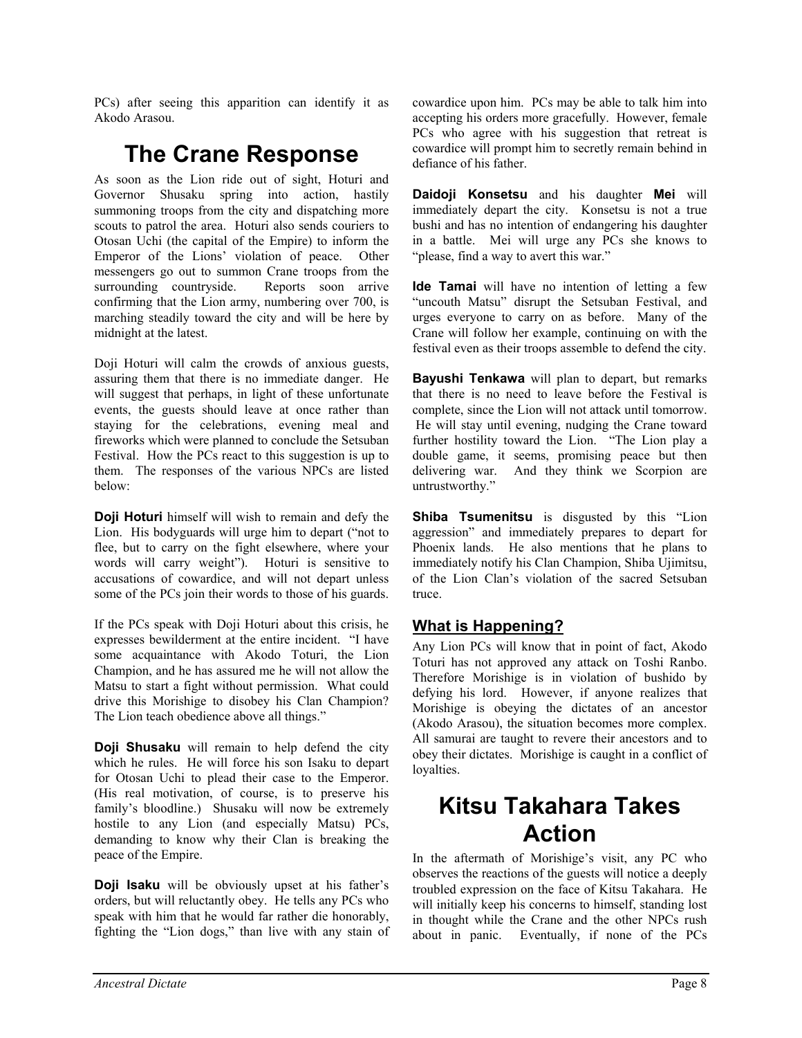PCs) after seeing this apparition can identify it as Akodo Arasou.

# The Crane Response

As soon as the Lion ride out of sight, Hoturi and Governor Shusaku spring into action, hastily summoning troops from the city and dispatching more scouts to patrol the area. Hoturi also sends couriers to Otosan Uchi (the capital of the Empire) to inform the Emperor of the Lions' violation of peace. Other messengers go out to summon Crane troops from the surrounding countryside. Reports soon arrive confirming that the Lion army, numbering over 700, is marching steadily toward the city and will be here by midnight at the latest.

Doji Hoturi will calm the crowds of anxious guests, assuring them that there is no immediate danger. He will suggest that perhaps, in light of these unfortunate events, the guests should leave at once rather than staying for the celebrations, evening meal and fireworks which were planned to conclude the Setsuban Festival. How the PCs react to this suggestion is up to them. The responses of the various NPCs are listed below:

**Doji Hoturi** himself will wish to remain and defy the Lion. His bodyguards will urge him to depart ("not to flee, but to carry on the fight elsewhere, where your words will carry weight"). Hoturi is sensitive to accusations of cowardice, and will not depart unless some of the PCs join their words to those of his guards.

If the PCs speak with Doji Hoturi about this crisis, he expresses bewilderment at the entire incident. "I have some acquaintance with Akodo Toturi, the Lion Champion, and he has assured me he will not allow the Matsu to start a fight without permission. What could drive this Morishige to disobey his Clan Champion? The Lion teach obedience above all things."

**Doji Shusaku** will remain to help defend the city which he rules. He will force his son Isaku to depart for Otosan Uchi to plead their case to the Emperor. (His real motivation, of course, is to preserve his family's bloodline.) Shusaku will now be extremely hostile to any Lion (and especially Matsu) PCs, demanding to know why their Clan is breaking the peace of the Empire.

**Doji Isaku** will be obviously upset at his father's orders, but will reluctantly obey. He tells any PCs who speak with him that he would far rather die honorably, fighting the "Lion dogs," than live with any stain of cowardice upon him. PCs may be able to talk him into accepting his orders more gracefully. However, female PCs who agree with his suggestion that retreat is cowardice will prompt him to secretly remain behind in defiance of his father.

**Daidoji Konsetsu** and his daughter **Mei** will immediately depart the city. Konsetsu is not a true bushi and has no intention of endangering his daughter in a battle. Mei will urge any PCs she knows to "please, find a way to avert this war."

**Ide Tamai** will have no intention of letting a few "uncouth Matsu" disrupt the Setsuban Festival, and urges everyone to carry on as before. Many of the Crane will follow her example, continuing on with the festival even as their troops assemble to defend the city.

**Bayushi Tenkawa** will plan to depart, but remarks that there is no need to leave before the Festival is complete, since the Lion will not attack until tomorrow. He will stay until evening, nudging the Crane toward further hostility toward the Lion. "The Lion play a double game, it seems, promising peace but then delivering war. And they think we Scorpion are untrustworthy."

**Shiba Tsumenitsu** is disgusted by this "Lion aggression" and immediately prepares to depart for Phoenix lands. He also mentions that he plans to immediately notify his Clan Champion, Shiba Ujimitsu, of the Lion Clan's violation of the sacred Setsuban truce.

## What is Happening?

Any Lion PCs will know that in point of fact, Akodo Toturi has not approved any attack on Toshi Ranbo. Therefore Morishige is in violation of bushido by defying his lord. However, if anyone realizes that Morishige is obeying the dictates of an ancestor (Akodo Arasou), the situation becomes more complex. All samurai are taught to revere their ancestors and to obey their dictates. Morishige is caught in a conflict of loyalties.

# Kitsu Takahara Takes Action

In the aftermath of Morishige's visit, any PC who observes the reactions of the guests will notice a deeply troubled expression on the face of Kitsu Takahara. He will initially keep his concerns to himself, standing lost in thought while the Crane and the other NPCs rush about in panic. Eventually, if none of the PCs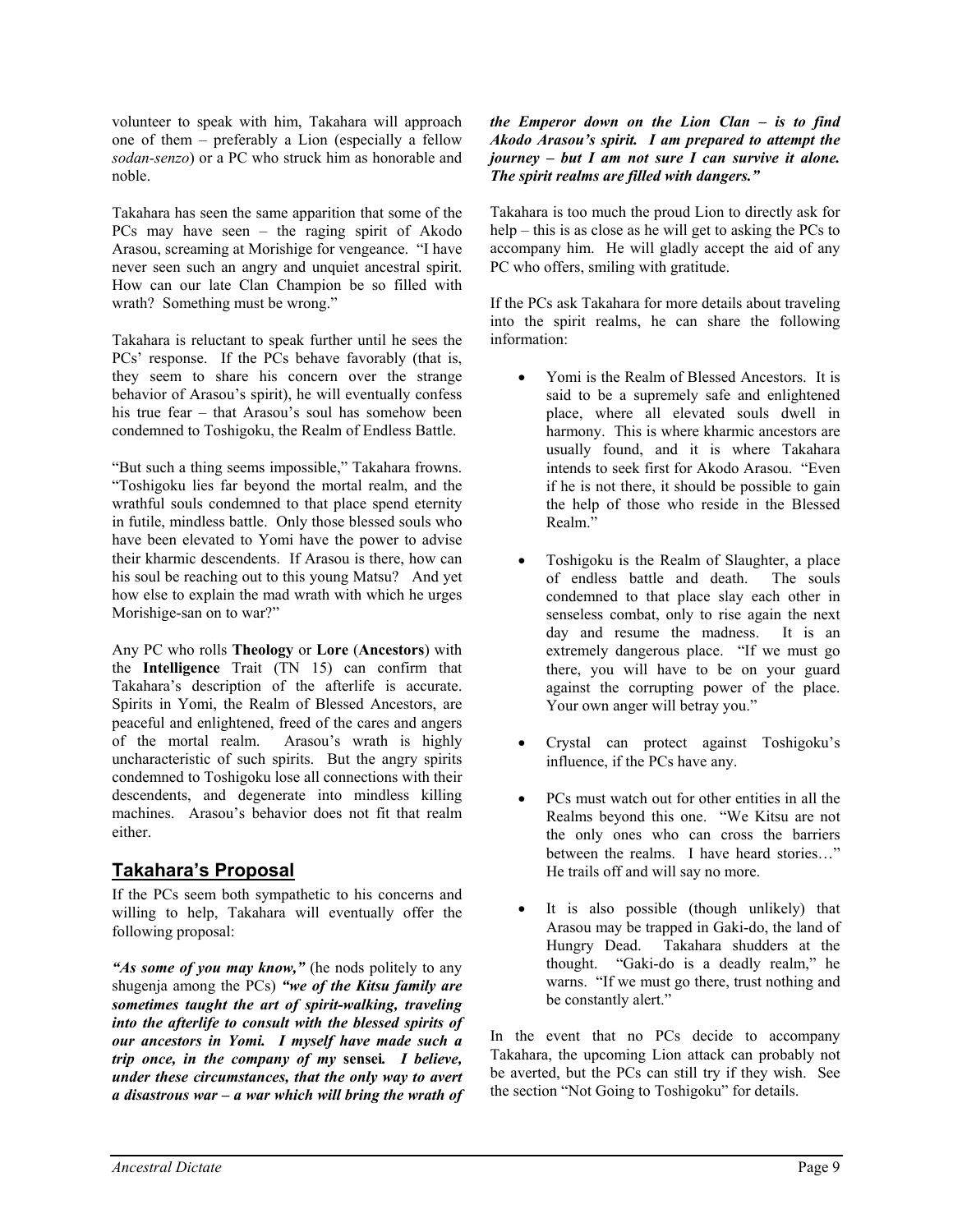volunteer to speak with him, Takahara will approach one of them – preferably a Lion (especially a fellow *sodan-senzo*) or a PC who struck him as honorable and noble.

Takahara has seen the same apparition that some of the PCs may have seen – the raging spirit of Akodo Arasou, screaming at Morishige for vengeance. "I have never seen such an angry and unquiet ancestral spirit. How can our late Clan Champion be so filled with wrath? Something must be wrong."

Takahara is reluctant to speak further until he sees the PCs' response. If the PCs behave favorably (that is, they seem to share his concern over the strange behavior of Arasou's spirit), he will eventually confess his true fear – that Arasou's soul has somehow been condemned to Toshigoku, the Realm of Endless Battle.

"But such a thing seems impossible," Takahara frowns. "Toshigoku lies far beyond the mortal realm, and the wrathful souls condemned to that place spend eternity in futile, mindless battle. Only those blessed souls who have been elevated to Yomi have the power to advise their kharmic descendents. If Arasou is there, how can his soul be reaching out to this young Matsu? And yet how else to explain the mad wrath with which he urges Morishige-san on to war?"

Any PC who rolls **Theology** or **Lore** (**Ancestors**) with the **Intelligence** Trait (TN 15) can confirm that Takahara's description of the afterlife is accurate. Spirits in Yomi, the Realm of Blessed Ancestors, are peaceful and enlightened, freed of the cares and angers of the mortal realm. Arasou's wrath is highly uncharacteristic of such spirits. But the angry spirits condemned to Toshigoku lose all connections with their descendents, and degenerate into mindless killing machines. Arasou's behavior does not fit that realm either.

## Takahara's Proposal

If the PCs seem both sympathetic to his concerns and willing to help, Takahara will eventually offer the following proposal:

***"As some of you may know,"*** (he nods politely to any shugenja among the PCs) ***"we of the Kitsu family are sometimes taught the art of spirit-walking, traveling into the afterlife to consult with the blessed spirits of our ancestors in Yomi. I myself have made such a trip once, in the company of my* sensei*. I believe, under these circumstances, that the only way to avert a disastrous war – a war which will bring the wrath of the Emperor down on the Lion Clan – is to find Akodo Arasou's spirit. I am prepared to attempt the journey – but I am not sure I can survive it alone. The spirit realms are filled with dangers."***

Takahara is too much the proud Lion to directly ask for help – this is as close as he will get to asking the PCs to accompany him. He will gladly accept the aid of any PC who offers, smiling with gratitude.

If the PCs ask Takahara for more details about traveling into the spirit realms, he can share the following information:

- Yomi is the Realm of Blessed Ancestors. It is said to be a supremely safe and enlightened place, where all elevated souls dwell in harmony. This is where kharmic ancestors are usually found, and it is where Takahara intends to seek first for Akodo Arasou. "Even if he is not there, it should be possible to gain the help of those who reside in the Blessed Realm."
- Toshigoku is the Realm of Slaughter, a place of endless battle and death. The souls condemned to that place slay each other in senseless combat, only to rise again the next day and resume the madness. It is an extremely dangerous place. "If we must go there, you will have to be on your guard against the corrupting power of the place. Your own anger will betray you."
- Crystal can protect against Toshigoku's influence, if the PCs have any.
- PCs must watch out for other entities in all the Realms beyond this one. "We Kitsu are not the only ones who can cross the barriers between the realms. I have heard stories…" He trails off and will say no more.
- It is also possible (though unlikely) that Arasou may be trapped in Gaki-do, the land of Hungry Dead. Takahara shudders at the thought. "Gaki-do is a deadly realm," he warns. "If we must go there, trust nothing and be constantly alert."

In the event that no PCs decide to accompany Takahara, the upcoming Lion attack can probably not be averted, but the PCs can still try if they wish. See the section "Not Going to Toshigoku" for details.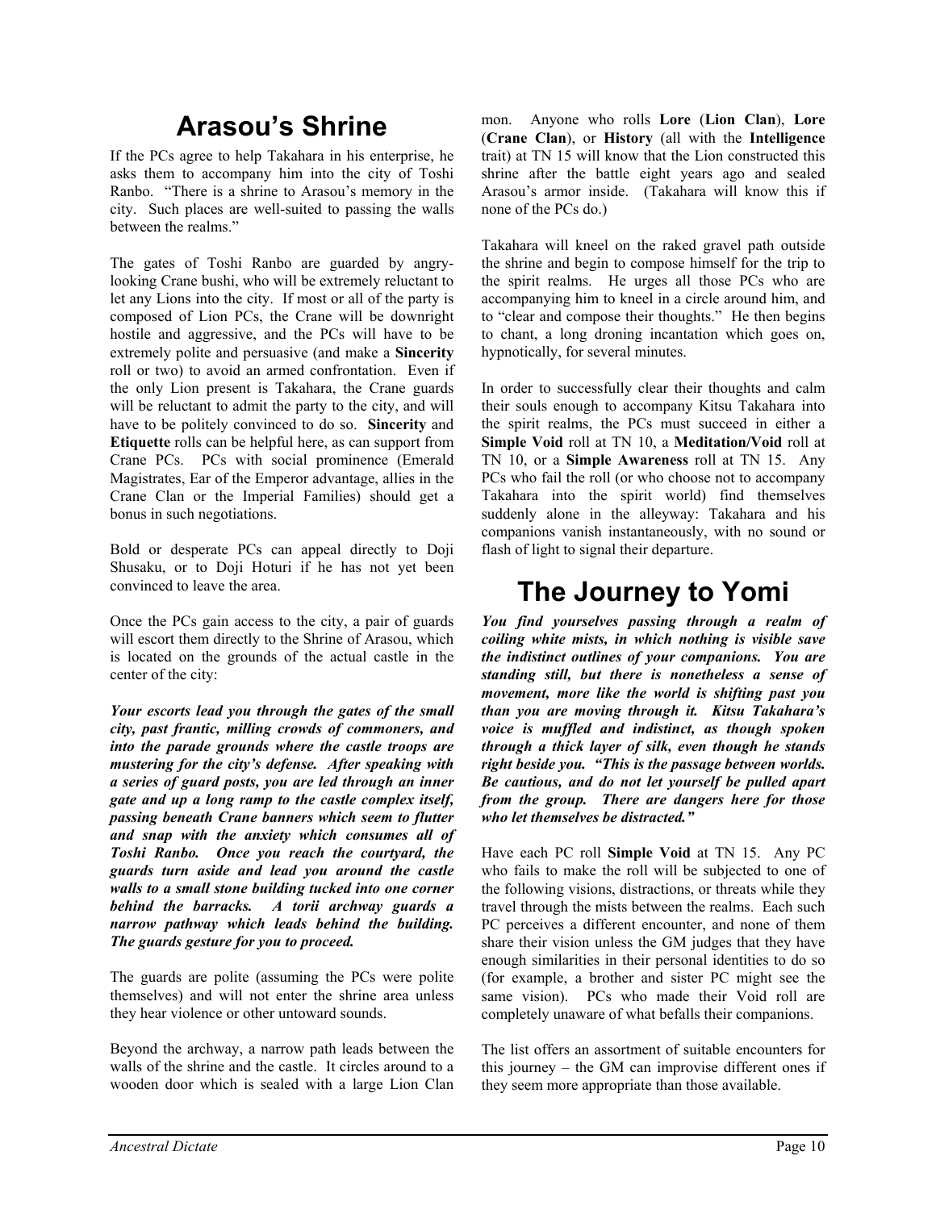# Arasou's Shrine

If the PCs agree to help Takahara in his enterprise, he asks them to accompany him into the city of Toshi Ranbo. "There is a shrine to Arasou's memory in the city. Such places are well-suited to passing the walls between the realms."

The gates of Toshi Ranbo are guarded by angry-looking Crane bushi, who will be extremely reluctant to let any Lions into the city. If most or all of the party is composed of Lion PCs, the Crane will be downright hostile and aggressive, and the PCs will have to be extremely polite and persuasive (and make a **Sincerity** roll or two) to avoid an armed confrontation. Even if the only Lion present is Takahara, the Crane guards will be reluctant to admit the party to the city, and will have to be politely convinced to do so. **Sincerity** and **Etiquette** rolls can be helpful here, as can support from Crane PCs. PCs with social prominence (Emerald Magistrates, Ear of the Emperor advantage, allies in the Crane Clan or the Imperial Families) should get a bonus in such negotiations.

Bold or desperate PCs can appeal directly to Doji Shusaku, or to Doji Hoturi if he has not yet been convinced to leave the area.

Once the PCs gain access to the city, a pair of guards will escort them directly to the Shrine of Arasou, which is located on the grounds of the actual castle in the center of the city:

***Your escorts lead you through the gates of the small city, past frantic, milling crowds of commoners, and into the parade grounds where the castle troops are mustering for the city's defense. After speaking with a series of guard posts, you are led through an inner gate and up a long ramp to the castle complex itself, passing beneath Crane banners which seem to flutter and snap with the anxiety which consumes all of Toshi Ranbo. Once you reach the courtyard, the guards turn aside and lead you around the castle walls to a small stone building tucked into one corner behind the barracks. A torii archway guards a narrow pathway which leads behind the building. The guards gesture for you to proceed.***

The guards are polite (assuming the PCs were polite themselves) and will not enter the shrine area unless they hear violence or other untoward sounds.

Beyond the archway, a narrow path leads between the walls of the shrine and the castle. It circles around to a wooden door which is sealed with a large Lion Clan mon. Anyone who rolls **Lore** (**Lion Clan**), **Lore** (**Crane Clan**), or **History** (all with the **Intelligence** trait) at TN 15 will know that the Lion constructed this shrine after the battle eight years ago and sealed Arasou's armor inside. (Takahara will know this if none of the PCs do.)

Takahara will kneel on the raked gravel path outside the shrine and begin to compose himself for the trip to the spirit realms. He urges all those PCs who are accompanying him to kneel in a circle around him, and to "clear and compose their thoughts." He then begins to chant, a long droning incantation which goes on, hypnotically, for several minutes.

In order to successfully clear their thoughts and calm their souls enough to accompany Kitsu Takahara into the spirit realms, the PCs must succeed in either a **Simple Void** roll at TN 10, a **Meditation/Void** roll at TN 10, or a **Simple Awareness** roll at TN 15. Any PCs who fail the roll (or who choose not to accompany Takahara into the spirit world) find themselves suddenly alone in the alleyway: Takahara and his companions vanish instantaneously, with no sound or flash of light to signal their departure.

# The Journey to Yomi

***You find yourselves passing through a realm of coiling white mists, in which nothing is visible save the indistinct outlines of your companions. You are standing still, but there is nonetheless a sense of movement, more like the world is shifting past you than you are moving through it. Kitsu Takahara's voice is muffled and indistinct, as though spoken through a thick layer of silk, even though he stands right beside you. "This is the passage between worlds. Be cautious, and do not let yourself be pulled apart from the group. There are dangers here for those who let themselves be distracted."***

Have each PC roll **Simple Void** at TN 15. Any PC who fails to make the roll will be subjected to one of the following visions, distractions, or threats while they travel through the mists between the realms. Each such PC perceives a different encounter, and none of them share their vision unless the GM judges that they have enough similarities in their personal identities to do so (for example, a brother and sister PC might see the same vision). PCs who made their Void roll are completely unaware of what befalls their companions.

The list offers an assortment of suitable encounters for this journey – the GM can improvise different ones if they seem more appropriate than those available.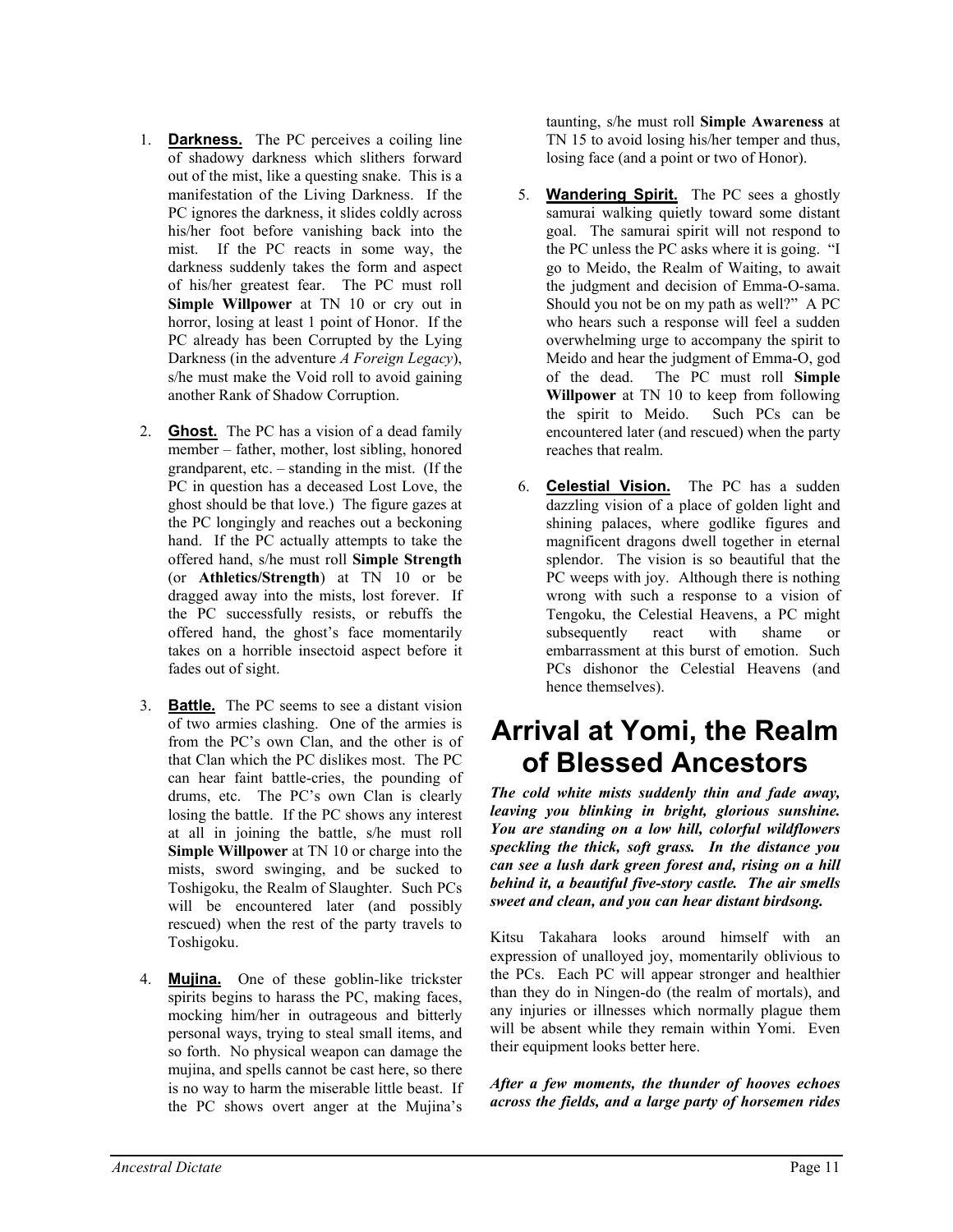1. **Darkness.** The PC perceives a coiling line of shadowy darkness which slithers forward out of the mist, like a questing snake. This is a manifestation of the Living Darkness. If the PC ignores the darkness, it slides coldly across his/her foot before vanishing back into the mist. If the PC reacts in some way, the darkness suddenly takes the form and aspect of his/her greatest fear. The PC must roll **Simple Willpower** at TN 10 or cry out in horror, losing at least 1 point of Honor. If the PC already has been Corrupted by the Lying Darkness (in the adventure *A Foreign Legacy*), s/he must make the Void roll to avoid gaining another Rank of Shadow Corruption.

2. **Ghost.** The PC has a vision of a dead family member – father, mother, lost sibling, honored grandparent, etc. – standing in the mist. (If the PC in question has a deceased Lost Love, the ghost should be that love.) The figure gazes at the PC longingly and reaches out a beckoning hand. If the PC actually attempts to take the offered hand, s/he must roll **Simple Strength** (or **Athletics/Strength**) at TN 10 or be dragged away into the mists, lost forever. If the PC successfully resists, or rebuffs the offered hand, the ghost's face momentarily takes on a horrible insectoid aspect before it fades out of sight.

3. **Battle.** The PC seems to see a distant vision of two armies clashing. One of the armies is from the PC's own Clan, and the other is of that Clan which the PC dislikes most. The PC can hear faint battle-cries, the pounding of drums, etc. The PC's own Clan is clearly losing the battle. If the PC shows any interest at all in joining the battle, s/he must roll **Simple Willpower** at TN 10 or charge into the mists, sword swinging, and be sucked to Toshigoku, the Realm of Slaughter. Such PCs will be encountered later (and possibly rescued) when the rest of the party travels to Toshigoku.

4. **Mujina.** One of these goblin-like trickster spirits begins to harass the PC, making faces, mocking him/her in outrageous and bitterly personal ways, trying to steal small items, and so forth. No physical weapon can damage the mujina, and spells cannot be cast here, so there is no way to harm the miserable little beast. If the PC shows overt anger at the Mujina's taunting, s/he must roll **Simple Awareness** at TN 15 to avoid losing his/her temper and thus, losing face (and a point or two of Honor).

5. **Wandering Spirit.** The PC sees a ghostly samurai walking quietly toward some distant goal. The samurai spirit will not respond to the PC unless the PC asks where it is going. "I go to Meido, the Realm of Waiting, to await the judgment and decision of Emma-O-sama. Should you not be on my path as well?" A PC who hears such a response will feel a sudden overwhelming urge to accompany the spirit to Meido and hear the judgment of Emma-O, god of the dead. The PC must roll **Simple Willpower** at TN 10 to keep from following the spirit to Meido. Such PCs can be encountered later (and rescued) when the party reaches that realm.

6. **Celestial Vision.** The PC has a sudden dazzling vision of a place of golden light and shining palaces, where godlike figures and magnificent dragons dwell together in eternal splendor. The vision is so beautiful that the PC weeps with joy. Although there is nothing wrong with such a response to a vision of Tengoku, the Celestial Heavens, a PC might subsequently react with shame or embarrassment at this burst of emotion. Such PCs dishonor the Celestial Heavens (and hence themselves).

# Arrival at Yomi, the Realm of Blessed Ancestors

***The cold white mists suddenly thin and fade away, leaving you blinking in bright, glorious sunshine. You are standing on a low hill, colorful wildflowers speckling the thick, soft grass. In the distance you can see a lush dark green forest and, rising on a hill behind it, a beautiful five-story castle. The air smells sweet and clean, and you can hear distant birdsong.***

Kitsu Takahara looks around himself with an expression of unalloyed joy, momentarily oblivious to the PCs. Each PC will appear stronger and healthier than they do in Ningen-do (the realm of mortals), and any injuries or illnesses which normally plague them will be absent while they remain within Yomi. Even their equipment looks better here.

***After a few moments, the thunder of hooves echoes across the fields, and a large party of horsemen rides***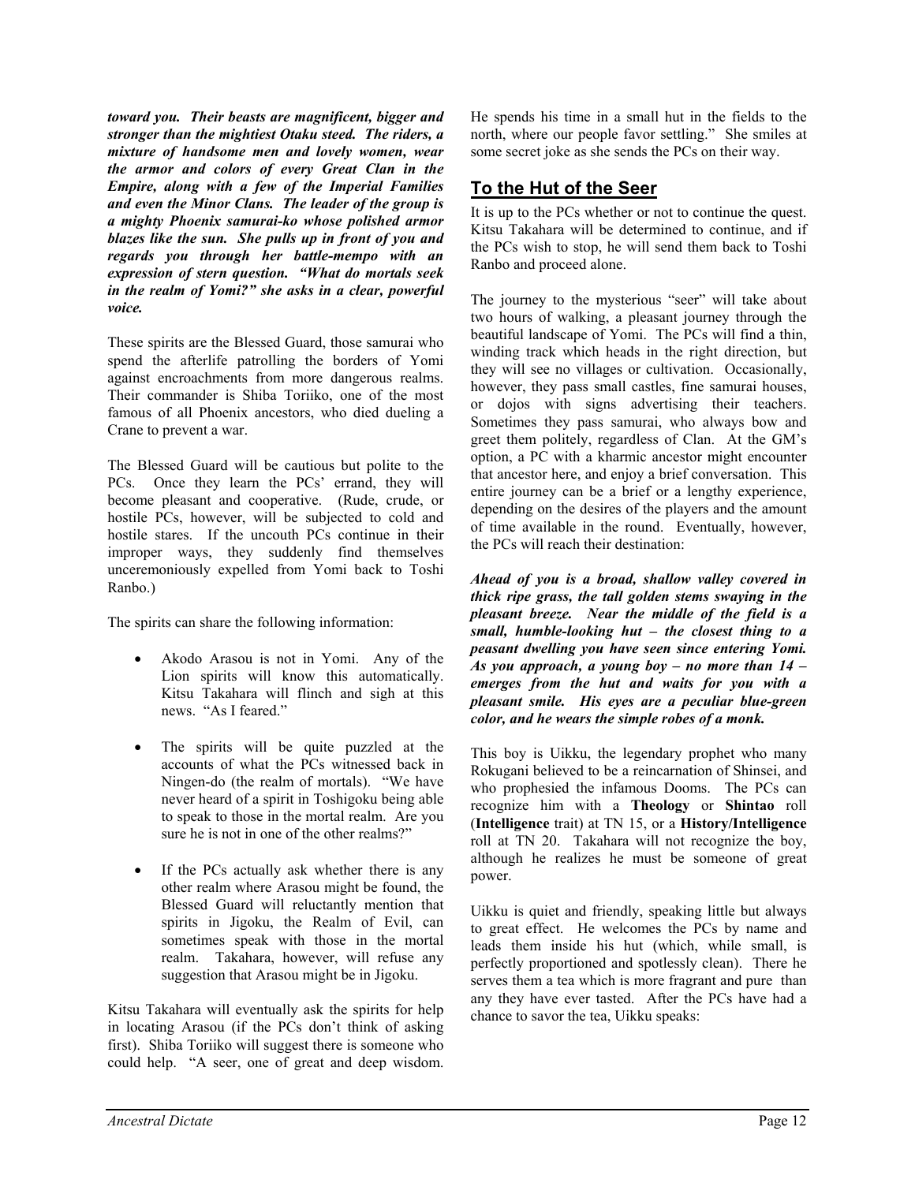***toward you. Their beasts are magnificent, bigger and stronger than the mightiest Otaku steed. The riders, a mixture of handsome men and lovely women, wear the armor and colors of every Great Clan in the Empire, along with a few of the Imperial Families and even the Minor Clans. The leader of the group is a mighty Phoenix samurai-ko whose polished armor blazes like the sun. She pulls up in front of you and regards you through her battle-mempo with an expression of stern question. "What do mortals seek in the realm of Yomi?" she asks in a clear, powerful voice.***

These spirits are the Blessed Guard, those samurai who spend the afterlife patrolling the borders of Yomi against encroachments from more dangerous realms. Their commander is Shiba Toriiko, one of the most famous of all Phoenix ancestors, who died dueling a Crane to prevent a war.

The Blessed Guard will be cautious but polite to the PCs. Once they learn the PCs' errand, they will become pleasant and cooperative. (Rude, crude, or hostile PCs, however, will be subjected to cold and hostile stares. If the uncouth PCs continue in their improper ways, they suddenly find themselves unceremoniously expelled from Yomi back to Toshi Ranbo.)

The spirits can share the following information:

- Akodo Arasou is not in Yomi. Any of the Lion spirits will know this automatically. Kitsu Takahara will flinch and sigh at this news. "As I feared."
- The spirits will be quite puzzled at the accounts of what the PCs witnessed back in Ningen-do (the realm of mortals). "We have never heard of a spirit in Toshigoku being able to speak to those in the mortal realm. Are you sure he is not in one of the other realms?"
- If the PCs actually ask whether there is any other realm where Arasou might be found, the Blessed Guard will reluctantly mention that spirits in Jigoku, the Realm of Evil, can sometimes speak with those in the mortal realm. Takahara, however, will refuse any suggestion that Arasou might be in Jigoku.

Kitsu Takahara will eventually ask the spirits for help in locating Arasou (if the PCs don't think of asking first). Shiba Toriiko will suggest there is someone who could help. "A seer, one of great and deep wisdom. He spends his time in a small hut in the fields to the north, where our people favor settling." She smiles at some secret joke as she sends the PCs on their way.

## To the Hut of the Seer

It is up to the PCs whether or not to continue the quest. Kitsu Takahara will be determined to continue, and if the PCs wish to stop, he will send them back to Toshi Ranbo and proceed alone.

The journey to the mysterious "seer" will take about two hours of walking, a pleasant journey through the beautiful landscape of Yomi. The PCs will find a thin, winding track which heads in the right direction, but they will see no villages or cultivation. Occasionally, however, they pass small castles, fine samurai houses, or dojos with signs advertising their teachers. Sometimes they pass samurai, who always bow and greet them politely, regardless of Clan. At the GM's option, a PC with a kharmic ancestor might encounter that ancestor here, and enjoy a brief conversation. This entire journey can be a brief or a lengthy experience, depending on the desires of the players and the amount of time available in the round. Eventually, however, the PCs will reach their destination:

***Ahead of you is a broad, shallow valley covered in thick ripe grass, the tall golden stems swaying in the pleasant breeze. Near the middle of the field is a small, humble-looking hut – the closest thing to a peasant dwelling you have seen since entering Yomi. As you approach, a young boy – no more than 14 – emerges from the hut and waits for you with a pleasant smile. His eyes are a peculiar blue-green color, and he wears the simple robes of a monk.***

This boy is Uikku, the legendary prophet who many Rokugani believed to be a reincarnation of Shinsei, and who prophesied the infamous Dooms. The PCs can recognize him with a **Theology** or **Shintao** roll (**Intelligence** trait) at TN 15, or a **History/Intelligence** roll at TN 20. Takahara will not recognize the boy, although he realizes he must be someone of great power.

Uikku is quiet and friendly, speaking little but always to great effect. He welcomes the PCs by name and leads them inside his hut (which, while small, is perfectly proportioned and spotlessly clean). There he serves them a tea which is more fragrant and pure than any they have ever tasted. After the PCs have had a chance to savor the tea, Uikku speaks: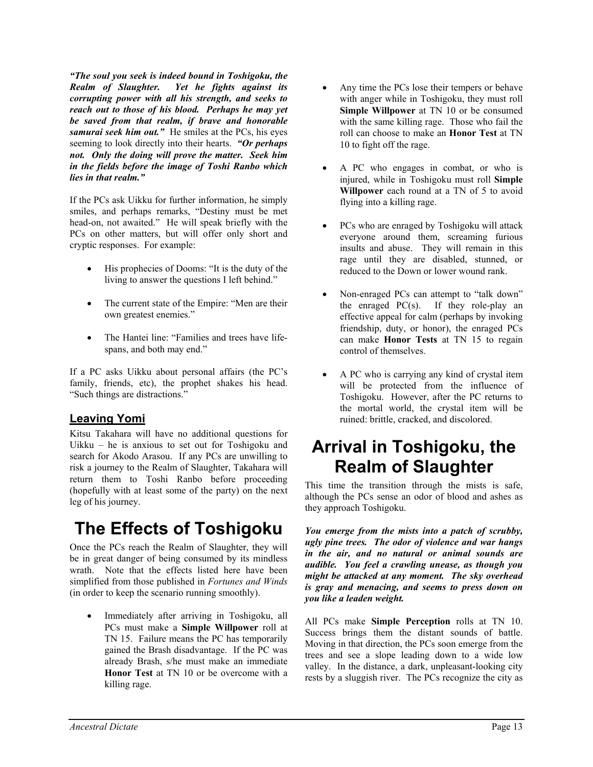***"The soul you seek is indeed bound in Toshigoku, the Realm of Slaughter. Yet he fights against its corrupting power with all his strength, and seeks to reach out to those of his blood. Perhaps he may yet be saved from that realm, if brave and honorable samurai seek him out."*** He smiles at the PCs, his eyes seeming to look directly into their hearts. ***"Or perhaps not. Only the doing will prove the matter. Seek him in the fields before the image of Toshi Ranbo which lies in that realm."***

If the PCs ask Uikku for further information, he simply smiles, and perhaps remarks, "Destiny must be met head-on, not awaited." He will speak briefly with the PCs on other matters, but will offer only short and cryptic responses. For example:

- His prophecies of Dooms: "It is the duty of the living to answer the questions I left behind."
- The current state of the Empire: "Men are their own greatest enemies."
- The Hantei line: "Families and trees have life-spans, and both may end."

If a PC asks Uikku about personal affairs (the PC's family, friends, etc), the prophet shakes his head. "Such things are distractions."

## Leaving Yomi

Kitsu Takahara will have no additional questions for Uikku – he is anxious to set out for Toshigoku and search for Akodo Arasou. If any PCs are unwilling to risk a journey to the Realm of Slaughter, Takahara will return them to Toshi Ranbo before proceeding (hopefully with at least some of the party) on the next leg of his journey.

# The Effects of Toshigoku

Once the PCs reach the Realm of Slaughter, they will be in great danger of being consumed by its mindless wrath. Note that the effects listed here have been simplified from those published in *Fortunes and Winds* (in order to keep the scenario running smoothly).

- Immediately after arriving in Toshigoku, all PCs must make a **Simple Willpower** roll at TN 15. Failure means the PC has temporarily gained the Brash disadvantage. If the PC was already Brash, s/he must make an immediate **Honor Test** at TN 10 or be overcome with a killing rage.
- Any time the PCs lose their tempers or behave with anger while in Toshigoku, they must roll **Simple Willpower** at TN 10 or be consumed with the same killing rage. Those who fail the roll can choose to make an **Honor Test** at TN 10 to fight off the rage.
- A PC who engages in combat, or who is injured, while in Toshigoku must roll **Simple Willpower** each round at a TN of 5 to avoid flying into a killing rage.
- PCs who are enraged by Toshigoku will attack everyone around them, screaming furious insults and abuse. They will remain in this rage until they are disabled, stunned, or reduced to the Down or lower wound rank.
- Non-enraged PCs can attempt to "talk down" the enraged PC(s). If they role-play an effective appeal for calm (perhaps by invoking friendship, duty, or honor), the enraged PCs can make **Honor Tests** at TN 15 to regain control of themselves.
- A PC who is carrying any kind of crystal item will be protected from the influence of Toshigoku. However, after the PC returns to the mortal world, the crystal item will be ruined: brittle, cracked, and discolored.

# Arrival in Toshigoku, the Realm of Slaughter

This time the transition through the mists is safe, although the PCs sense an odor of blood and ashes as they approach Toshigoku.

***You emerge from the mists into a patch of scrubby, ugly pine trees. The odor of violence and war hangs in the air, and no natural or animal sounds are audible. You feel a crawling unease, as though you might be attacked at any moment. The sky overhead is gray and menacing, and seems to press down on you like a leaden weight.***

All PCs make **Simple Perception** rolls at TN 10. Success brings them the distant sounds of battle. Moving in that direction, the PCs soon emerge from the trees and see a slope leading down to a wide low valley. In the distance, a dark, unpleasant-looking city rests by a sluggish river. The PCs recognize the city as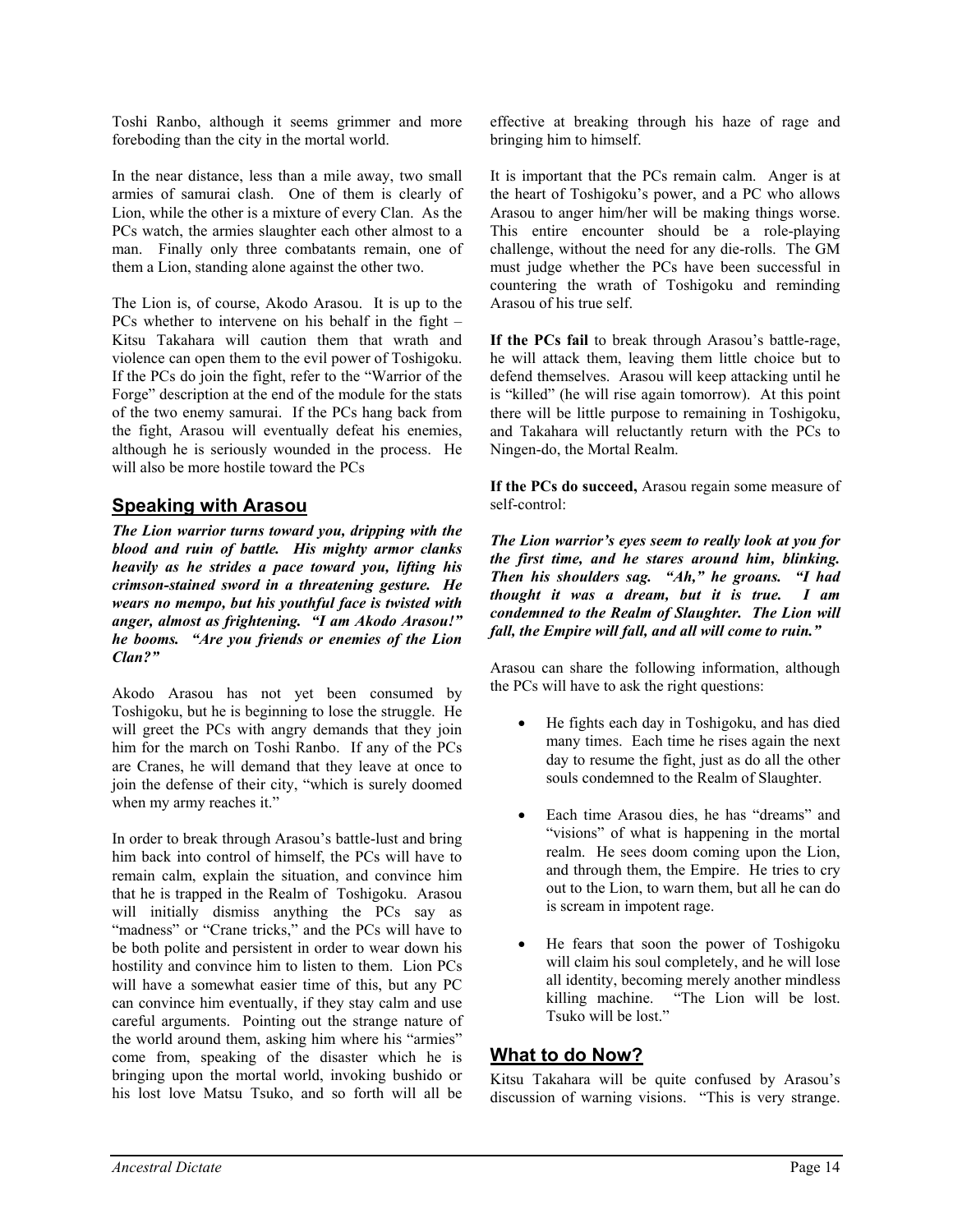Toshi Ranbo, although it seems grimmer and more foreboding than the city in the mortal world.

In the near distance, less than a mile away, two small armies of samurai clash. One of them is clearly of Lion, while the other is a mixture of every Clan. As the PCs watch, the armies slaughter each other almost to a man. Finally only three combatants remain, one of them a Lion, standing alone against the other two.

The Lion is, of course, Akodo Arasou. It is up to the PCs whether to intervene on his behalf in the fight – Kitsu Takahara will caution them that wrath and violence can open them to the evil power of Toshigoku. If the PCs do join the fight, refer to the "Warrior of the Forge" description at the end of the module for the stats of the two enemy samurai. If the PCs hang back from the fight, Arasou will eventually defeat his enemies, although he is seriously wounded in the process. He will also be more hostile toward the PCs

## Speaking with Arasou

***The Lion warrior turns toward you, dripping with the blood and ruin of battle. His mighty armor clanks heavily as he strides a pace toward you, lifting his crimson-stained sword in a threatening gesture. He wears no mempo, but his youthful face is twisted with anger, almost as frightening. "I am Akodo Arasou!" he booms. "Are you friends or enemies of the Lion Clan?"***

Akodo Arasou has not yet been consumed by Toshigoku, but he is beginning to lose the struggle. He will greet the PCs with angry demands that they join him for the march on Toshi Ranbo. If any of the PCs are Cranes, he will demand that they leave at once to join the defense of their city, "which is surely doomed when my army reaches it."

In order to break through Arasou's battle-lust and bring him back into control of himself, the PCs will have to remain calm, explain the situation, and convince him that he is trapped in the Realm of Toshigoku. Arasou will initially dismiss anything the PCs say as "madness" or "Crane tricks," and the PCs will have to be both polite and persistent in order to wear down his hostility and convince him to listen to them. Lion PCs will have a somewhat easier time of this, but any PC can convince him eventually, if they stay calm and use careful arguments. Pointing out the strange nature of the world around them, asking him where his "armies" come from, speaking of the disaster which he is bringing upon the mortal world, invoking bushido or his lost love Matsu Tsuko, and so forth will all be effective at breaking through his haze of rage and bringing him to himself.

It is important that the PCs remain calm. Anger is at the heart of Toshigoku's power, and a PC who allows Arasou to anger him/her will be making things worse. This entire encounter should be a role-playing challenge, without the need for any die-rolls. The GM must judge whether the PCs have been successful in countering the wrath of Toshigoku and reminding Arasou of his true self.

**If the PCs fail** to break through Arasou's battle-rage, he will attack them, leaving them little choice but to defend themselves. Arasou will keep attacking until he is "killed" (he will rise again tomorrow). At this point there will be little purpose to remaining in Toshigoku, and Takahara will reluctantly return with the PCs to Ningen-do, the Mortal Realm.

**If the PCs do succeed,** Arasou regain some measure of self-control:

***The Lion warrior's eyes seem to really look at you for the first time, and he stares around him, blinking. Then his shoulders sag. "Ah," he groans. "I had thought it was a dream, but it is true. I am condemned to the Realm of Slaughter. The Lion will fall, the Empire will fall, and all will come to ruin."***

Arasou can share the following information, although the PCs will have to ask the right questions:

- He fights each day in Toshigoku, and has died many times. Each time he rises again the next day to resume the fight, just as do all the other souls condemned to the Realm of Slaughter.
- Each time Arasou dies, he has "dreams" and "visions" of what is happening in the mortal realm. He sees doom coming upon the Lion, and through them, the Empire. He tries to cry out to the Lion, to warn them, but all he can do is scream in impotent rage.
- He fears that soon the power of Toshigoku will claim his soul completely, and he will lose all identity, becoming merely another mindless killing machine. "The Lion will be lost. Tsuko will be lost."

## What to do Now?

Kitsu Takahara will be quite confused by Arasou's discussion of warning visions. "This is very strange.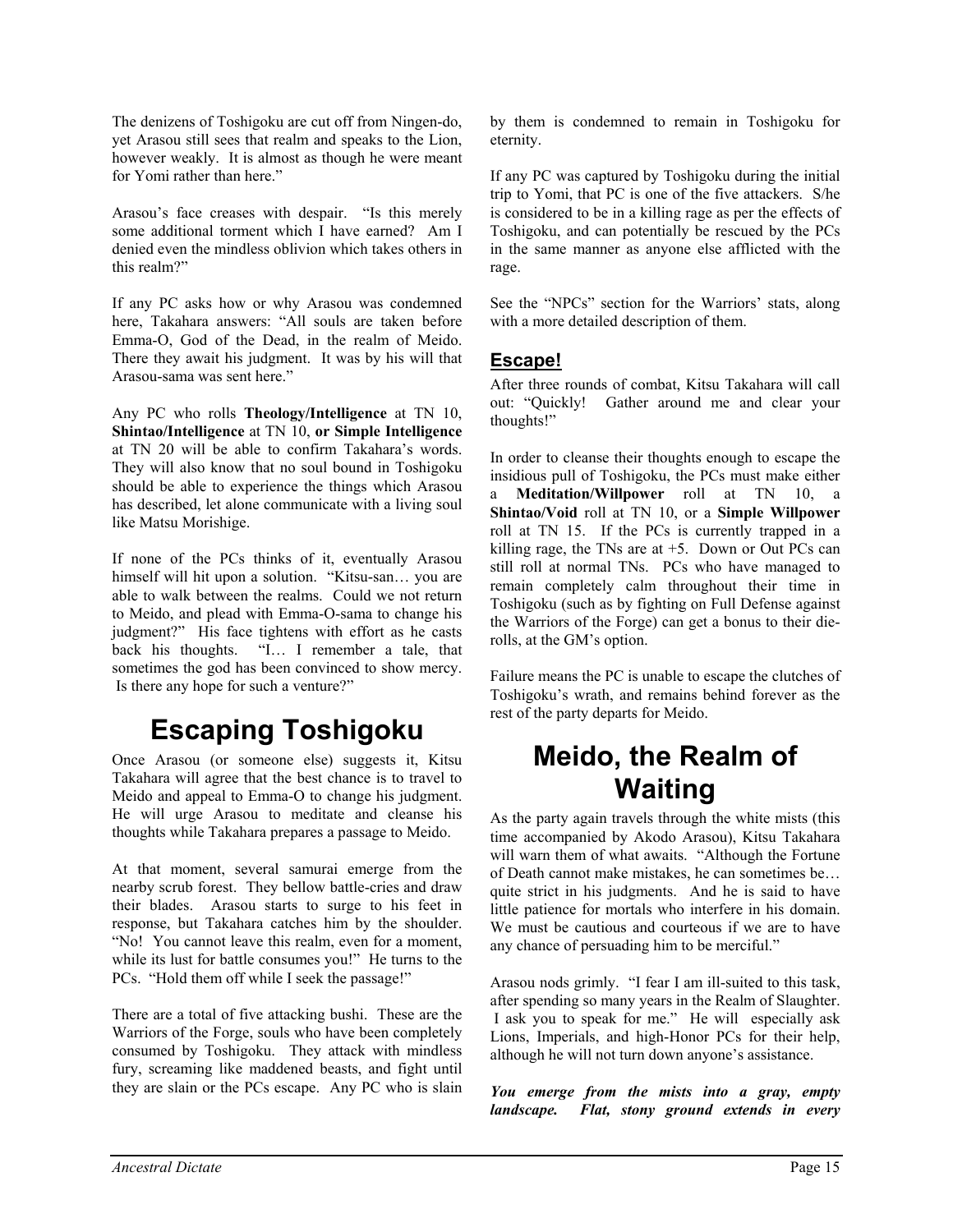The denizens of Toshigoku are cut off from Ningen-do, yet Arasou still sees that realm and speaks to the Lion, however weakly. It is almost as though he were meant for Yomi rather than here."

Arasou's face creases with despair. "Is this merely some additional torment which I have earned? Am I denied even the mindless oblivion which takes others in this realm?"

If any PC asks how or why Arasou was condemned here, Takahara answers: "All souls are taken before Emma-O, God of the Dead, in the realm of Meido. There they await his judgment. It was by his will that Arasou-sama was sent here."

Any PC who rolls **Theology/Intelligence** at TN 10, **Shintao/Intelligence** at TN 10, **or Simple Intelligence** at TN 20 will be able to confirm Takahara's words. They will also know that no soul bound in Toshigoku should be able to experience the things which Arasou has described, let alone communicate with a living soul like Matsu Morishige.

If none of the PCs thinks of it, eventually Arasou himself will hit upon a solution. "Kitsu-san… you are able to walk between the realms. Could we not return to Meido, and plead with Emma-O-sama to change his judgment?" His face tightens with effort as he casts back his thoughts. "I… I remember a tale, that sometimes the god has been convinced to show mercy. Is there any hope for such a venture?"

# Escaping Toshigoku

Once Arasou (or someone else) suggests it, Kitsu Takahara will agree that the best chance is to travel to Meido and appeal to Emma-O to change his judgment. He will urge Arasou to meditate and cleanse his thoughts while Takahara prepares a passage to Meido.

At that moment, several samurai emerge from the nearby scrub forest. They bellow battle-cries and draw their blades. Arasou starts to surge to his feet in response, but Takahara catches him by the shoulder. "No! You cannot leave this realm, even for a moment, while its lust for battle consumes you!" He turns to the PCs. "Hold them off while I seek the passage!"

There are a total of five attacking bushi. These are the Warriors of the Forge, souls who have been completely consumed by Toshigoku. They attack with mindless fury, screaming like maddened beasts, and fight until they are slain or the PCs escape. Any PC who is slain by them is condemned to remain in Toshigoku for eternity.

If any PC was captured by Toshigoku during the initial trip to Yomi, that PC is one of the five attackers. S/he is considered to be in a killing rage as per the effects of Toshigoku, and can potentially be rescued by the PCs in the same manner as anyone else afflicted with the rage.

See the "NPCs" section for the Warriors' stats, along with a more detailed description of them.

## Escape!

After three rounds of combat, Kitsu Takahara will call out: "Quickly! Gather around me and clear your thoughts!"

In order to cleanse their thoughts enough to escape the insidious pull of Toshigoku, the PCs must make either a **Meditation/Willpower** roll at TN 10, a **Shintao/Void** roll at TN 10, or a **Simple Willpower** roll at TN 15. If the PCs is currently trapped in a killing rage, the TNs are at +5. Down or Out PCs can still roll at normal TNs. PCs who have managed to remain completely calm throughout their time in Toshigoku (such as by fighting on Full Defense against the Warriors of the Forge) can get a bonus to their die-rolls, at the GM's option.

Failure means the PC is unable to escape the clutches of Toshigoku's wrath, and remains behind forever as the rest of the party departs for Meido.

# Meido, the Realm of Waiting

As the party again travels through the white mists (this time accompanied by Akodo Arasou), Kitsu Takahara will warn them of what awaits. "Although the Fortune of Death cannot make mistakes, he can sometimes be… quite strict in his judgments. And he is said to have little patience for mortals who interfere in his domain. We must be cautious and courteous if we are to have any chance of persuading him to be merciful."

Arasou nods grimly. "I fear I am ill-suited to this task, after spending so many years in the Realm of Slaughter. I ask you to speak for me." He will especially ask Lions, Imperials, and high-Honor PCs for their help, although he will not turn down anyone's assistance.

***You emerge from the mists into a gray, empty landscape. Flat, stony ground extends in every***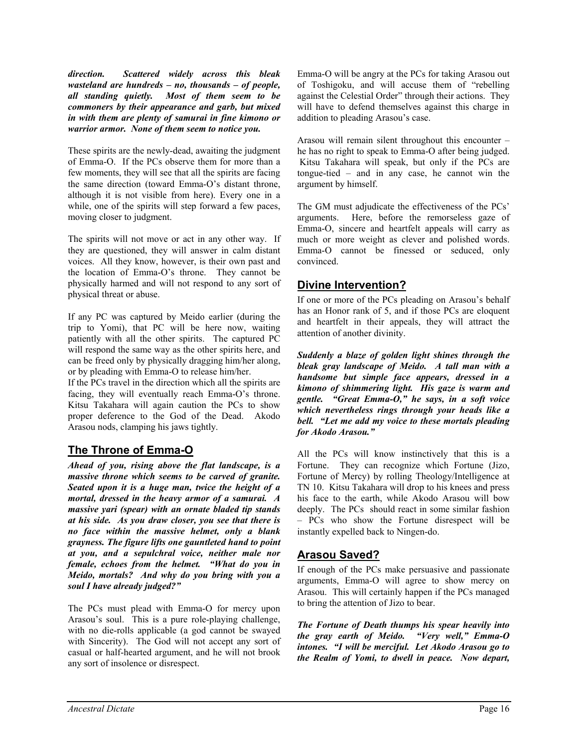***direction. Scattered widely across this bleak wasteland are hundreds – no, thousands – of people, all standing quietly. Most of them seem to be commoners by their appearance and garb, but mixed in with them are plenty of samurai in fine kimono or warrior armor. None of them seem to notice you.***

These spirits are the newly-dead, awaiting the judgment of Emma-O. If the PCs observe them for more than a few moments, they will see that all the spirits are facing the same direction (toward Emma-O's distant throne, although it is not visible from here). Every one in a while, one of the spirits will step forward a few paces, moving closer to judgment.

The spirits will not move or act in any other way. If they are questioned, they will answer in calm distant voices. All they know, however, is their own past and the location of Emma-O's throne. They cannot be physically harmed and will not respond to any sort of physical threat or abuse.

If any PC was captured by Meido earlier (during the trip to Yomi), that PC will be here now, waiting patiently with all the other spirits. The captured PC will respond the same way as the other spirits here, and can be freed only by physically dragging him/her along, or by pleading with Emma-O to release him/her.

If the PCs travel in the direction which all the spirits are facing, they will eventually reach Emma-O's throne. Kitsu Takahara will again caution the PCs to show proper deference to the God of the Dead. Akodo Arasou nods, clamping his jaws tightly.

## The Throne of Emma-O

***Ahead of you, rising above the flat landscape, is a massive throne which seems to be carved of granite. Seated upon it is a huge man, twice the height of a mortal, dressed in the heavy armor of a samurai. A massive yari (spear) with an ornate bladed tip stands at his side. As you draw closer, you see that there is no face within the massive helmet, only a blank grayness. The figure lifts one gauntleted hand to point at you, and a sepulchral voice, neither male nor female, echoes from the helmet. "What do you in Meido, mortals? And why do you bring with you a soul I have already judged?"***

The PCs must plead with Emma-O for mercy upon Arasou's soul. This is a pure role-playing challenge, with no die-rolls applicable (a god cannot be swayed with Sincerity). The God will not accept any sort of casual or half-hearted argument, and he will not brook any sort of insolence or disrespect.

Emma-O will be angry at the PCs for taking Arasou out of Toshigoku, and will accuse them of "rebelling against the Celestial Order" through their actions. They will have to defend themselves against this charge in addition to pleading Arasou's case.

Arasou will remain silent throughout this encounter – he has no right to speak to Emma-O after being judged. Kitsu Takahara will speak, but only if the PCs are tongue-tied – and in any case, he cannot win the argument by himself.

The GM must adjudicate the effectiveness of the PCs' arguments. Here, before the remorseless gaze of Emma-O, sincere and heartfelt appeals will carry as much or more weight as clever and polished words. Emma-O cannot be finessed or seduced, only convinced.

## Divine Intervention?

If one or more of the PCs pleading on Arasou's behalf has an Honor rank of 5, and if those PCs are eloquent and heartfelt in their appeals, they will attract the attention of another divinity.

***Suddenly a blaze of golden light shines through the bleak gray landscape of Meido. A tall man with a handsome but simple face appears, dressed in a kimono of shimmering light. His gaze is warm and gentle. "Great Emma-O," he says, in a soft voice which nevertheless rings through your heads like a bell. "Let me add my voice to these mortals pleading for Akodo Arasou."***

All the PCs will know instinctively that this is a Fortune. They can recognize which Fortune (Jizo, Fortune of Mercy) by rolling Theology/Intelligence at TN 10. Kitsu Takahara will drop to his knees and press his face to the earth, while Akodo Arasou will bow deeply. The PCs should react in some similar fashion – PCs who show the Fortune disrespect will be instantly expelled back to Ningen-do.

## Arasou Saved?

If enough of the PCs make persuasive and passionate arguments, Emma-O will agree to show mercy on Arasou. This will certainly happen if the PCs managed to bring the attention of Jizo to bear.

***The Fortune of Death thumps his spear heavily into the gray earth of Meido. "Very well," Emma-O intones. "I will be merciful. Let Akodo Arasou go to the Realm of Yomi, to dwell in peace. Now depart,***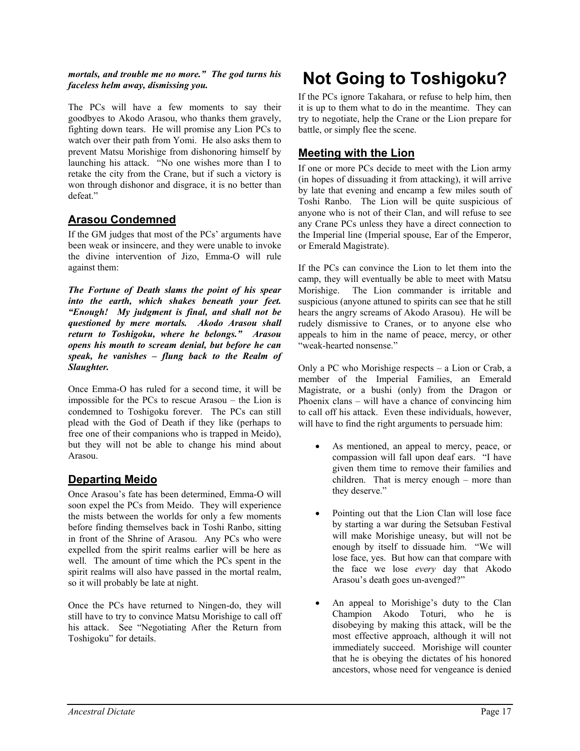***mortals, and trouble me no more." The god turns his faceless helm away, dismissing you.***

The PCs will have a few moments to say their goodbyes to Akodo Arasou, who thanks them gravely, fighting down tears. He will promise any Lion PCs to watch over their path from Yomi. He also asks them to prevent Matsu Morishige from dishonoring himself by launching his attack. "No one wishes more than I to retake the city from the Crane, but if such a victory is won through dishonor and disgrace, it is no better than defeat."

## Arasou Condemned

If the GM judges that most of the PCs' arguments have been weak or insincere, and they were unable to invoke the divine intervention of Jizo, Emma-O will rule against them:

***The Fortune of Death slams the point of his spear into the earth, which shakes beneath your feet. "Enough! My judgment is final, and shall not be questioned by mere mortals. Akodo Arasou shall return to Toshigoku, where he belongs." Arasou opens his mouth to scream denial, but before he can speak, he vanishes – flung back to the Realm of Slaughter.***

Once Emma-O has ruled for a second time, it will be impossible for the PCs to rescue Arasou – the Lion is condemned to Toshigoku forever. The PCs can still plead with the God of Death if they like (perhaps to free one of their companions who is trapped in Meido), but they will not be able to change his mind about Arasou.

## Departing Meido

Once Arasou's fate has been determined, Emma-O will soon expel the PCs from Meido. They will experience the mists between the worlds for only a few moments before finding themselves back in Toshi Ranbo, sitting in front of the Shrine of Arasou. Any PCs who were expelled from the spirit realms earlier will be here as well. The amount of time which the PCs spent in the spirit realms will also have passed in the mortal realm, so it will probably be late at night.

Once the PCs have returned to Ningen-do, they will still have to try to convince Matsu Morishige to call off his attack. See "Negotiating After the Return from Toshigoku" for details.

# Not Going to Toshigoku?

If the PCs ignore Takahara, or refuse to help him, then it is up to them what to do in the meantime. They can try to negotiate, help the Crane or the Lion prepare for battle, or simply flee the scene.

## Meeting with the Lion

If one or more PCs decide to meet with the Lion army (in hopes of dissuading it from attacking), it will arrive by late that evening and encamp a few miles south of Toshi Ranbo. The Lion will be quite suspicious of anyone who is not of their Clan, and will refuse to see any Crane PCs unless they have a direct connection to the Imperial line (Imperial spouse, Ear of the Emperor, or Emerald Magistrate).

If the PCs can convince the Lion to let them into the camp, they will eventually be able to meet with Matsu Morishige. The Lion commander is irritable and suspicious (anyone attuned to spirits can see that he still hears the angry screams of Akodo Arasou). He will be rudely dismissive to Cranes, or to anyone else who appeals to him in the name of peace, mercy, or other "weak-hearted nonsense."

Only a PC who Morishige respects – a Lion or Crab, a member of the Imperial Families, an Emerald Magistrate, or a bushi (only) from the Dragon or Phoenix clans – will have a chance of convincing him to call off his attack. Even these individuals, however, will have to find the right arguments to persuade him:

- As mentioned, an appeal to mercy, peace, or compassion will fall upon deaf ears. "I have given them time to remove their families and children. That is mercy enough – more than they deserve."
- Pointing out that the Lion Clan will lose face by starting a war during the Setsuban Festival will make Morishige uneasy, but will not be enough by itself to dissuade him. "We will lose face, yes. But how can that compare with the face we lose *every* day that Akodo Arasou's death goes un-avenged?"
- An appeal to Morishige's duty to the Clan Champion Akodo Toturi, who he is disobeying by making this attack, will be the most effective approach, although it will not immediately succeed. Morishige will counter that he is obeying the dictates of his honored ancestors, whose need for vengeance is denied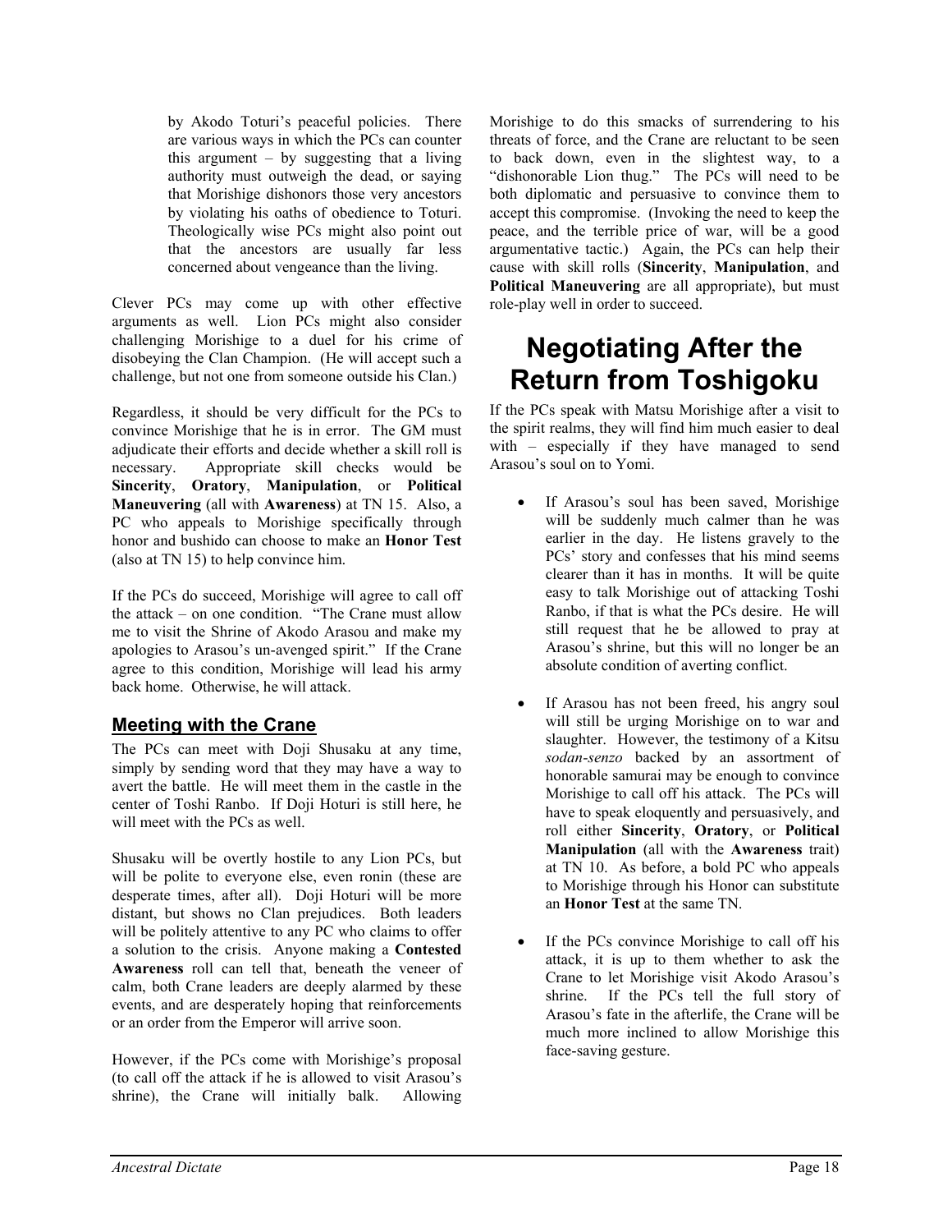> by Akodo Toturi's peaceful policies. There are various ways in which the PCs can counter this argument – by suggesting that a living authority must outweigh the dead, or saying that Morishige dishonors those very ancestors by violating his oaths of obedience to Toturi. Theologically wise PCs might also point out that the ancestors are usually far less concerned about vengeance than the living.

Clever PCs may come up with other effective arguments as well. Lion PCs might also consider challenging Morishige to a duel for his crime of disobeying the Clan Champion. (He will accept such a challenge, but not one from someone outside his Clan.)

Regardless, it should be very difficult for the PCs to convince Morishige that he is in error. The GM must adjudicate their efforts and decide whether a skill roll is necessary. Appropriate skill checks would be **Sincerity**, **Oratory**, **Manipulation**, or **Political Maneuvering** (all with **Awareness**) at TN 15. Also, a PC who appeals to Morishige specifically through honor and bushido can choose to make an **Honor Test** (also at TN 15) to help convince him.

If the PCs do succeed, Morishige will agree to call off the attack – on one condition. "The Crane must allow me to visit the Shrine of Akodo Arasou and make my apologies to Arasou's un-avenged spirit." If the Crane agree to this condition, Morishige will lead his army back home. Otherwise, he will attack.

## Meeting with the Crane

The PCs can meet with Doji Shusaku at any time, simply by sending word that they may have a way to avert the battle. He will meet them in the castle in the center of Toshi Ranbo. If Doji Hoturi is still here, he will meet with the PCs as well.

Shusaku will be overtly hostile to any Lion PCs, but will be polite to everyone else, even ronin (these are desperate times, after all). Doji Hoturi will be more distant, but shows no Clan prejudices. Both leaders will be politely attentive to any PC who claims to offer a solution to the crisis. Anyone making a **Contested Awareness** roll can tell that, beneath the veneer of calm, both Crane leaders are deeply alarmed by these events, and are desperately hoping that reinforcements or an order from the Emperor will arrive soon.

However, if the PCs come with Morishige's proposal (to call off the attack if he is allowed to visit Arasou's shrine), the Crane will initially balk. Allowing Morishige to do this smacks of surrendering to his threats of force, and the Crane are reluctant to be seen to back down, even in the slightest way, to a "dishonorable Lion thug." The PCs will need to be both diplomatic and persuasive to convince them to accept this compromise. (Invoking the need to keep the peace, and the terrible price of war, will be a good argumentative tactic.) Again, the PCs can help their cause with skill rolls (**Sincerity**, **Manipulation**, and **Political Maneuvering** are all appropriate), but must role-play well in order to succeed.

# Negotiating After the Return from Toshigoku

If the PCs speak with Matsu Morishige after a visit to the spirit realms, they will find him much easier to deal with – especially if they have managed to send Arasou's soul on to Yomi.

- If Arasou's soul has been saved, Morishige will be suddenly much calmer than he was earlier in the day. He listens gravely to the PCs' story and confesses that his mind seems clearer than it has in months. It will be quite easy to talk Morishige out of attacking Toshi Ranbo, if that is what the PCs desire. He will still request that he be allowed to pray at Arasou's shrine, but this will no longer be an absolute condition of averting conflict.

- If Arasou has not been freed, his angry soul will still be urging Morishige on to war and slaughter. However, the testimony of a Kitsu *sodan-senzo* backed by an assortment of honorable samurai may be enough to convince Morishige to call off his attack. The PCs will have to speak eloquently and persuasively, and roll either **Sincerity**, **Oratory**, or **Political Manipulation** (all with the **Awareness** trait) at TN 10. As before, a bold PC who appeals to Morishige through his Honor can substitute an **Honor Test** at the same TN.

- If the PCs convince Morishige to call off his attack, it is up to them whether to ask the Crane to let Morishige visit Akodo Arasou's shrine. If the PCs tell the full story of Arasou's fate in the afterlife, the Crane will be much more inclined to allow Morishige this face-saving gesture.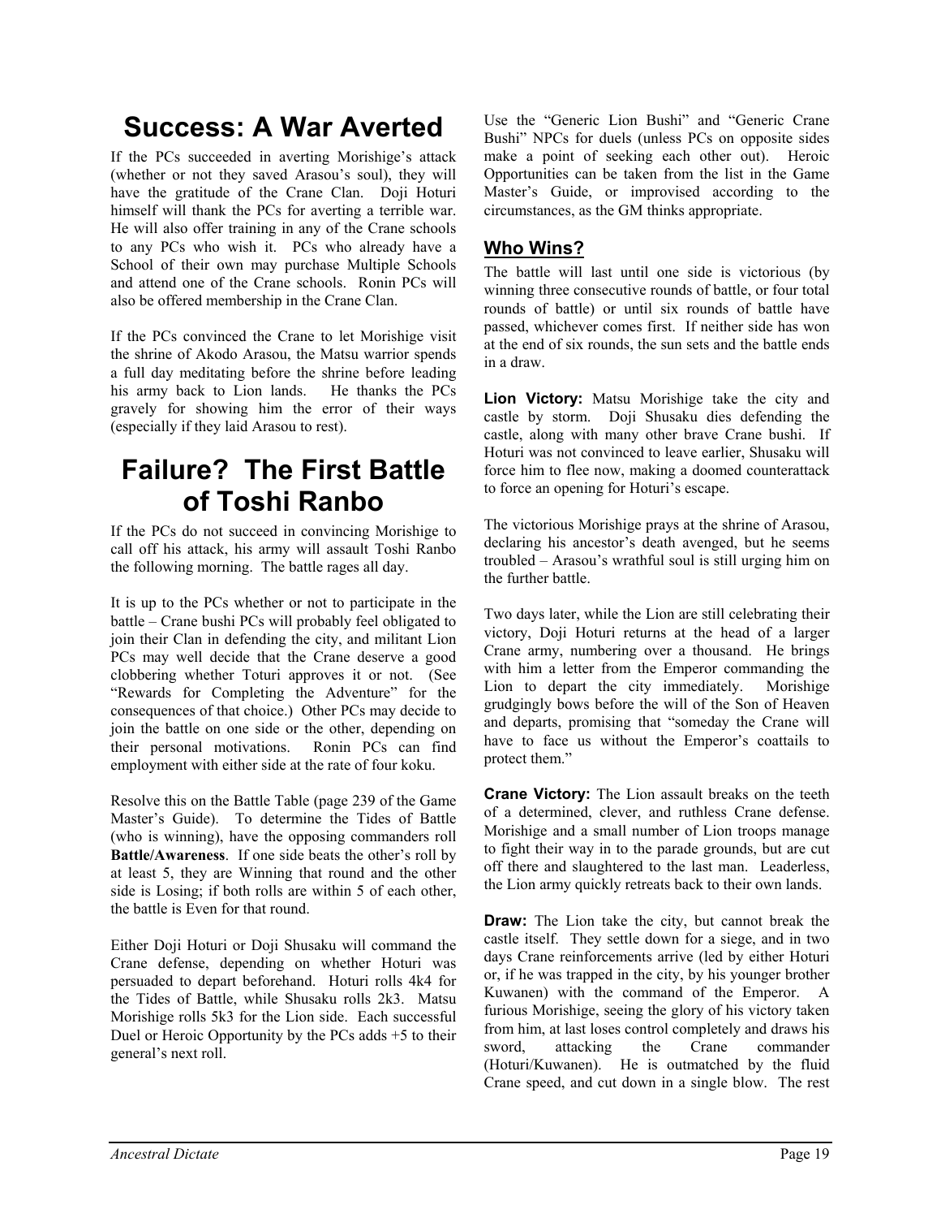# Success: A War Averted

If the PCs succeeded in averting Morishige's attack (whether or not they saved Arasou's soul), they will have the gratitude of the Crane Clan. Doji Hoturi himself will thank the PCs for averting a terrible war. He will also offer training in any of the Crane schools to any PCs who wish it. PCs who already have a School of their own may purchase Multiple Schools and attend one of the Crane schools. Ronin PCs will also be offered membership in the Crane Clan.

If the PCs convinced the Crane to let Morishige visit the shrine of Akodo Arasou, the Matsu warrior spends a full day meditating before the shrine before leading his army back to Lion lands. He thanks the PCs gravely for showing him the error of their ways (especially if they laid Arasou to rest).

# Failure? The First Battle of Toshi Ranbo

If the PCs do not succeed in convincing Morishige to call off his attack, his army will assault Toshi Ranbo the following morning. The battle rages all day.

It is up to the PCs whether or not to participate in the battle – Crane bushi PCs will probably feel obligated to join their Clan in defending the city, and militant Lion PCs may well decide that the Crane deserve a good clobbering whether Toturi approves it or not. (See "Rewards for Completing the Adventure" for the consequences of that choice.) Other PCs may decide to join the battle on one side or the other, depending on their personal motivations. Ronin PCs can find employment with either side at the rate of four koku.

Resolve this on the Battle Table (page 239 of the Game Master's Guide). To determine the Tides of Battle (who is winning), have the opposing commanders roll **Battle/Awareness**. If one side beats the other's roll by at least 5, they are Winning that round and the other side is Losing; if both rolls are within 5 of each other, the battle is Even for that round.

Either Doji Hoturi or Doji Shusaku will command the Crane defense, depending on whether Hoturi was persuaded to depart beforehand. Hoturi rolls 4k4 for the Tides of Battle, while Shusaku rolls 2k3. Matsu Morishige rolls 5k3 for the Lion side. Each successful Duel or Heroic Opportunity by the PCs adds +5 to their general's next roll.

Use the "Generic Lion Bushi" and "Generic Crane Bushi" NPCs for duels (unless PCs on opposite sides make a point of seeking each other out). Heroic Opportunities can be taken from the list in the Game Master's Guide, or improvised according to the circumstances, as the GM thinks appropriate.

## Who Wins?

The battle will last until one side is victorious (by winning three consecutive rounds of battle, or four total rounds of battle) or until six rounds of battle have passed, whichever comes first. If neither side has won at the end of six rounds, the sun sets and the battle ends in a draw.

**Lion Victory:** Matsu Morishige take the city and castle by storm. Doji Shusaku dies defending the castle, along with many other brave Crane bushi. If Hoturi was not convinced to leave earlier, Shusaku will force him to flee now, making a doomed counterattack to force an opening for Hoturi's escape.

The victorious Morishige prays at the shrine of Arasou, declaring his ancestor's death avenged, but he seems troubled – Arasou's wrathful soul is still urging him on the further battle.

Two days later, while the Lion are still celebrating their victory, Doji Hoturi returns at the head of a larger Crane army, numbering over a thousand. He brings with him a letter from the Emperor commanding the Lion to depart the city immediately. Morishige grudgingly bows before the will of the Son of Heaven and departs, promising that "someday the Crane will have to face us without the Emperor's coattails to protect them."

**Crane Victory:** The Lion assault breaks on the teeth of a determined, clever, and ruthless Crane defense. Morishige and a small number of Lion troops manage to fight their way in to the parade grounds, but are cut off there and slaughtered to the last man. Leaderless, the Lion army quickly retreats back to their own lands.

**Draw:** The Lion take the city, but cannot break the castle itself. They settle down for a siege, and in two days Crane reinforcements arrive (led by either Hoturi or, if he was trapped in the city, by his younger brother Kuwanen) with the command of the Emperor. A furious Morishige, seeing the glory of his victory taken from him, at last loses control completely and draws his sword, attacking the Crane commander (Hoturi/Kuwanen). He is outmatched by the fluid Crane speed, and cut down in a single blow. The rest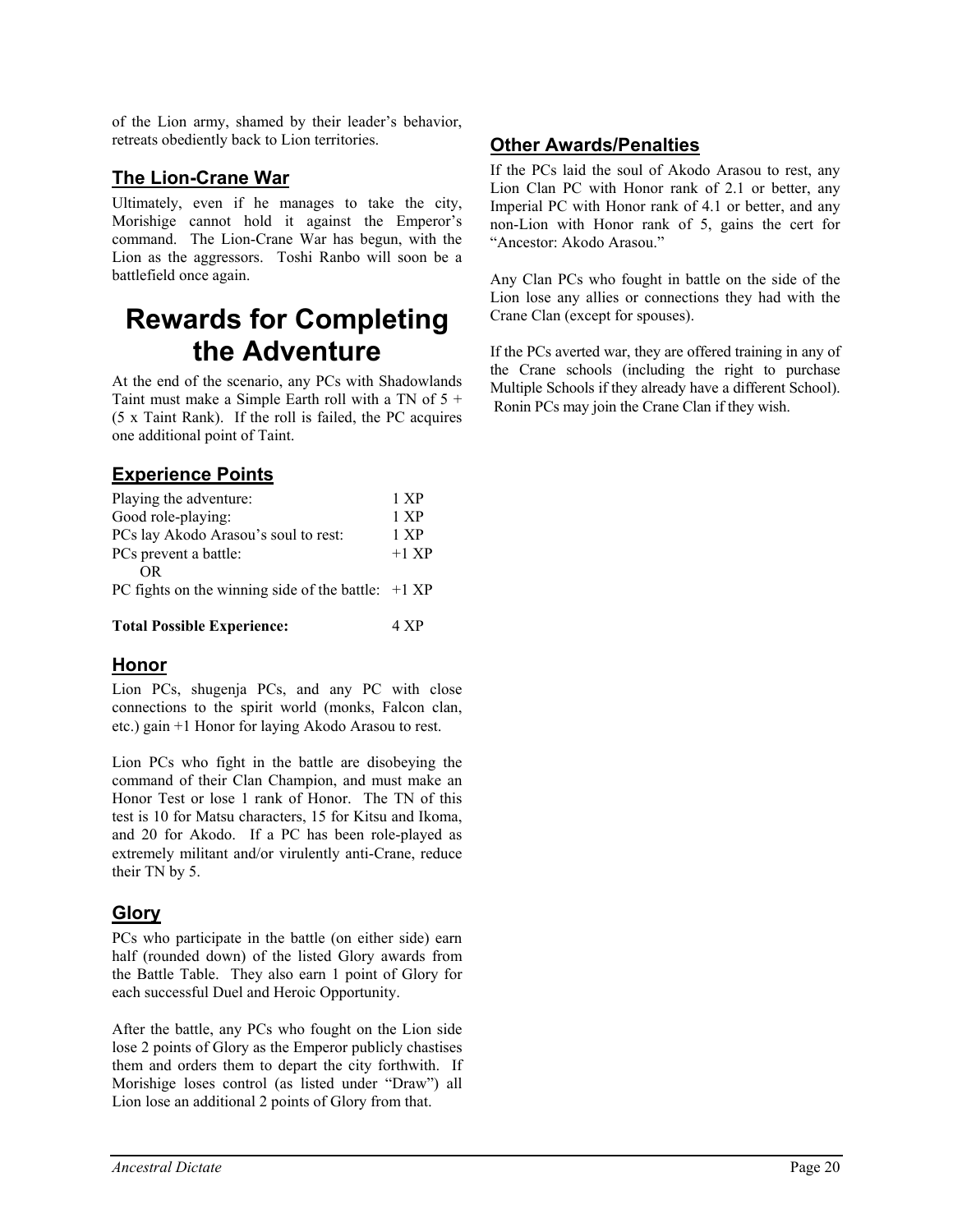of the Lion army, shamed by their leader's behavior, retreats obediently back to Lion territories.

### The Lion-Crane War

Ultimately, even if he manages to take the city, Morishige cannot hold it against the Emperor's command. The Lion-Crane War has begun, with the Lion as the aggressors. Toshi Ranbo will soon be a battlefield once again.

# Rewards for Completing the Adventure

At the end of the scenario, any PCs with Shadowlands Taint must make a Simple Earth roll with a TN of 5 + (5 x Taint Rank). If the roll is failed, the PC acquires one additional point of Taint.

### Experience Points

| | |
|---|---|
| Playing the adventure: | 1 XP |
| Good role-playing: | 1 XP |
| PCs lay Akodo Arasou's soul to rest: | 1 XP |
| PCs prevent a battle: | +1 XP |
| OR | |
| PC fights on the winning side of the battle: | +1 XP |
| **Total Possible Experience:** | **4 XP** |

### Honor

Lion PCs, shugenja PCs, and any PC with close connections to the spirit world (monks, Falcon clan, etc.) gain +1 Honor for laying Akodo Arasou to rest.

Lion PCs who fight in the battle are disobeying the command of their Clan Champion, and must make an Honor Test or lose 1 rank of Honor. The TN of this test is 10 for Matsu characters, 15 for Kitsu and Ikoma, and 20 for Akodo. If a PC has been role-played as extremely militant and/or virulently anti-Crane, reduce their TN by 5.

### Glory

PCs who participate in the battle (on either side) earn half (rounded down) of the listed Glory awards from the Battle Table. They also earn 1 point of Glory for each successful Duel and Heroic Opportunity.

After the battle, any PCs who fought on the Lion side lose 2 points of Glory as the Emperor publicly chastises them and orders them to depart the city forthwith. If Morishige loses control (as listed under "Draw") all Lion lose an additional 2 points of Glory from that.

### Other Awards/Penalties

If the PCs laid the soul of Akodo Arasou to rest, any Lion Clan PC with Honor rank of 2.1 or better, any Imperial PC with Honor rank of 4.1 or better, and any non-Lion with Honor rank of 5, gains the cert for "Ancestor: Akodo Arasou."

Any Clan PCs who fought in battle on the side of the Lion lose any allies or connections they had with the Crane Clan (except for spouses).

If the PCs averted war, they are offered training in any of the Crane schools (including the right to purchase Multiple Schools if they already have a different School). Ronin PCs may join the Crane Clan if they wish.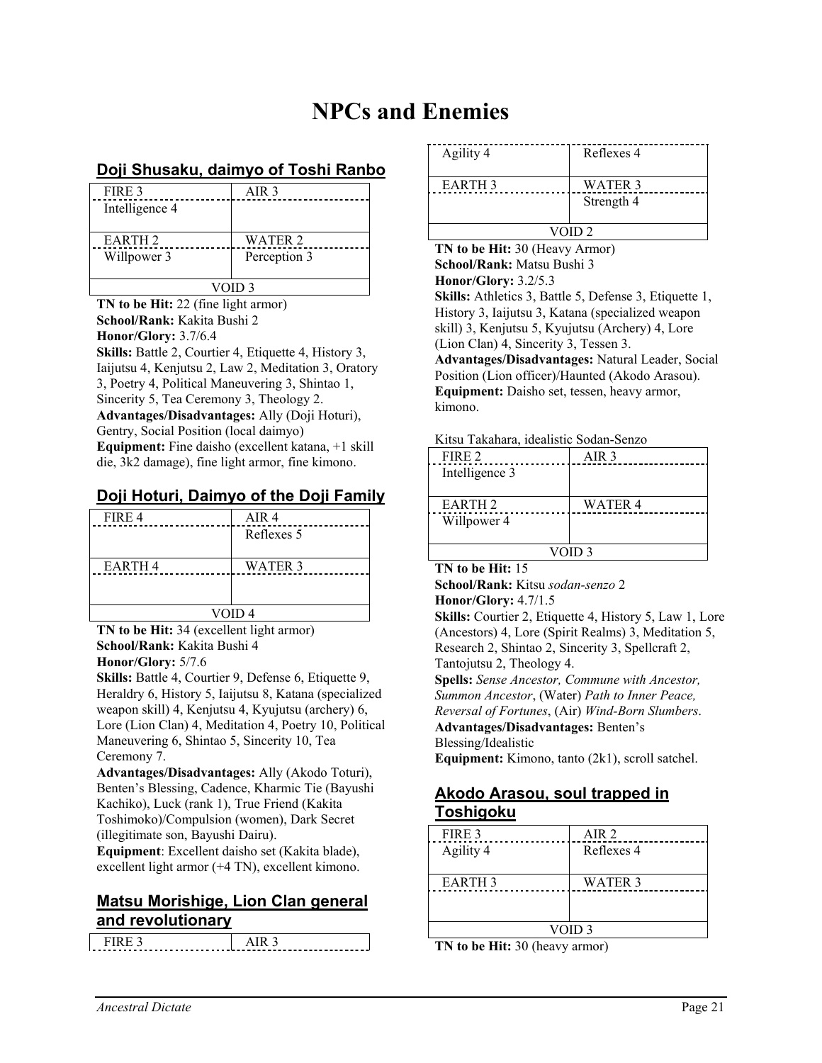# NPCs and Enemies

## Doji Shusaku, daimyo of Toshi Ranbo

| FIRE 3 | AIR 3 |
|---|---|
| Intelligence 4 | |
| EARTH 2 | WATER 2 |
| Willpower 3 | Perception 3 |
| VOID 3 | |

**TN to be Hit:** 22 (fine light armor)
**School/Rank:** Kakita Bushi 2
**Honor/Glory:** 3.7/6.4
**Skills:** Battle 2, Courtier 4, Etiquette 4, History 3, Iaijutsu 4, Kenjutsu 2, Law 2, Meditation 3, Oratory 3, Poetry 4, Political Maneuvering 3, Shintao 1, Sincerity 5, Tea Ceremony 3, Theology 2.
**Advantages/Disadvantages:** Ally (Doji Hoturi), Gentry, Social Position (local daimyo)
**Equipment:** Fine daisho (excellent katana, +1 skill die, 3k2 damage), fine light armor, fine kimono.

## Doji Hoturi, Daimyo of the Doji Family

| FIRE 4 | AIR 4 |
|---|---|
| | Reflexes 5 |
| EARTH 4 | WATER 3 |
| | |
| VOID 4 | |

**TN to be Hit:** 34 (excellent light armor)
**School/Rank:** Kakita Bushi 4
**Honor/Glory:** 5/7.6
**Skills:** Battle 4, Courtier 9, Defense 6, Etiquette 9, Heraldry 6, History 5, Iaijutsu 8, Katana (specialized weapon skill) 4, Kenjutsu 4, Kyujutsu (archery) 6, Lore (Lion Clan) 4, Meditation 4, Poetry 10, Political Maneuvering 6, Shintao 5, Sincerity 10, Tea Ceremony 7.
**Advantages/Disadvantages:** Ally (Akodo Toturi), Benten's Blessing, Cadence, Kharmic Tie (Bayushi Kachiko), Luck (rank 1), True Friend (Kakita Toshimoko)/Compulsion (women), Dark Secret (illegitimate son, Bayushi Dairu).
**Equipment**: Excellent daisho set (Kakita blade), excellent light armor (+4 TN), excellent kimono.

## Matsu Morishige, Lion Clan general and revolutionary

| FIRE 3 | AIR 3 |
|---|---|
| Agility 4 | Reflexes 4 |
| EARTH 3 | WATER 3 |
| | Strength 4 |
| VOID 2 | |

**TN to be Hit:** 30 (Heavy Armor)
**School/Rank:** Matsu Bushi 3
**Honor/Glory:** 3.2/5.3
**Skills:** Athletics 3, Battle 5, Defense 3, Etiquette 1, History 3, Iaijutsu 3, Katana (specialized weapon skill) 3, Kenjutsu 5, Kyujutsu (Archery) 4, Lore (Lion Clan) 4, Sincerity 3, Tessen 3.
**Advantages/Disadvantages:** Natural Leader, Social Position (Lion officer)/Haunted (Akodo Arasou).
**Equipment:** Daisho set, tessen, heavy armor, kimono.

Kitsu Takahara, idealistic Sodan-Senzo

| FIRE 2 | AIR 3 |
|---|---|
| Intelligence 3 | |
| EARTH 2 | WATER 4 |
| Willpower 4 | |
| VOID 3 | |

**TN to be Hit:** 15
**School/Rank:** Kitsu *sodan-senzo* 2
**Honor/Glory:** 4.7/1.5
**Skills:** Courtier 2, Etiquette 4, History 5, Law 1, Lore (Ancestors) 4, Lore (Spirit Realms) 3, Meditation 5, Research 2, Shintao 2, Sincerity 3, Spellcraft 2, Tantojutsu 2, Theology 4.
**Spells:** *Sense Ancestor, Commune with Ancestor, Summon Ancestor*, (Water) *Path to Inner Peace, Reversal of Fortunes*, (Air) *Wind-Born Slumbers*.
**Advantages/Disadvantages:** Benten's Blessing/Idealistic
**Equipment:** Kimono, tanto (2k1), scroll satchel.

## Akodo Arasou, soul trapped in Toshigoku

| FIRE 3 | AIR 2 |
|---|---|
| Agility 4 | Reflexes 4 |
| EARTH 3 | WATER 3 |
| | |
| VOID 3 | |

**TN to be Hit:** 30 (heavy armor)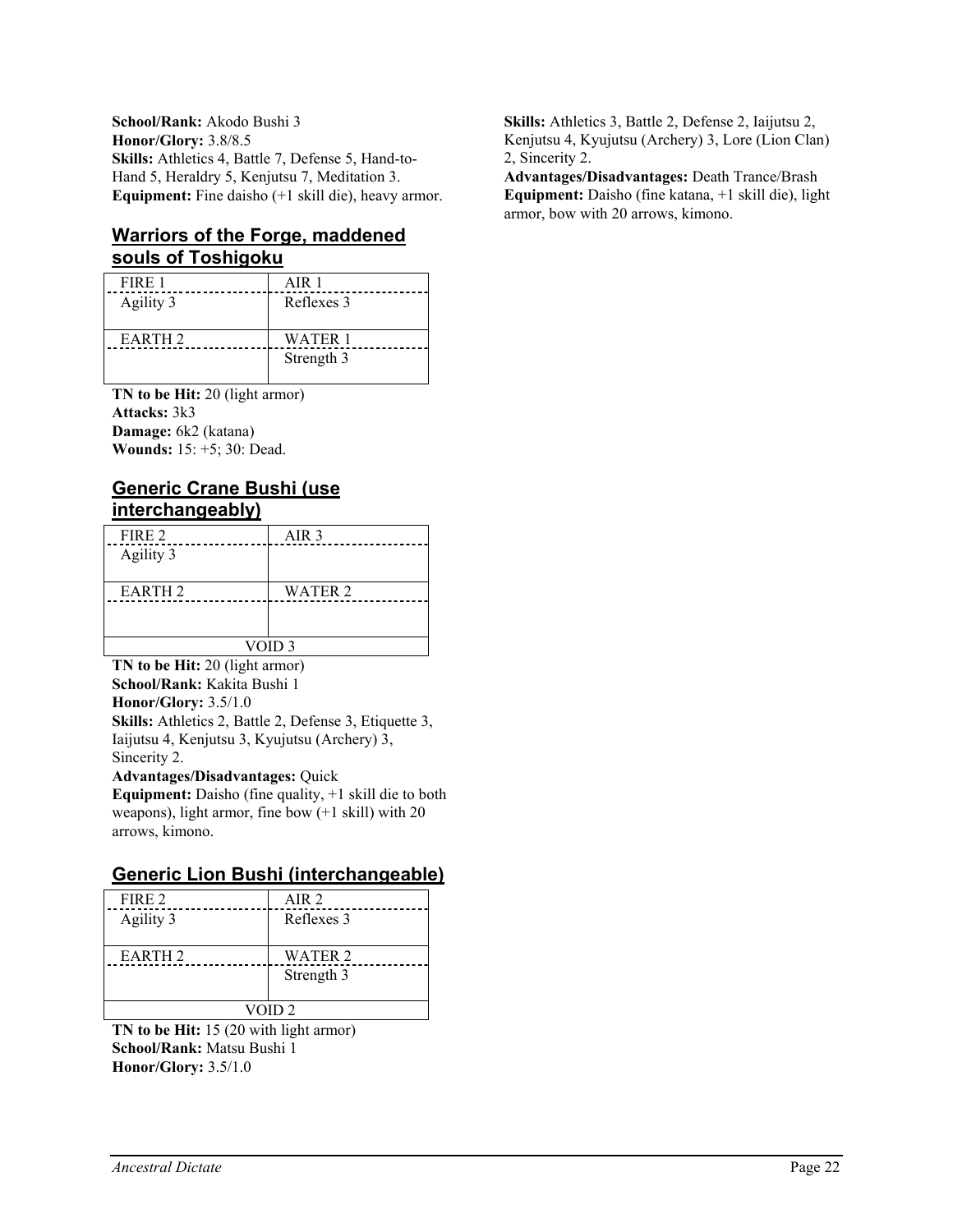**School/Rank:** Akodo Bushi 3
**Honor/Glory:** 3.8/8.5
**Skills:** Athletics 4, Battle 7, Defense 5, Hand-to-Hand 5, Heraldry 5, Kenjutsu 7, Meditation 3.
**Equipment:** Fine daisho (+1 skill die), heavy armor.

## Warriors of the Forge, maddened souls of Toshigoku

| | |
|---|---|
| FIRE 1 | AIR 1 |
| Agility 3 | Reflexes 3 |
| EARTH 2 | WATER 1 |
| | Strength 3 |

**TN to be Hit:** 20 (light armor)
**Attacks:** 3k3
**Damage:** 6k2 (katana)
**Wounds:** 15: +5; 30: Dead.

## Generic Crane Bushi (use interchangeably)

| | |
|---|---|
| FIRE 2 | AIR 3 |
| Agility 3 | |
| EARTH 2 | WATER 2 |
| | |
| VOID 3 | |

**TN to be Hit:** 20 (light armor)
**School/Rank:** Kakita Bushi 1
**Honor/Glory:** 3.5/1.0
**Skills:** Athletics 2, Battle 2, Defense 3, Etiquette 3, Iaijutsu 4, Kenjutsu 3, Kyujutsu (Archery) 3, Sincerity 2.
**Advantages/Disadvantages:** Quick
**Equipment:** Daisho (fine quality, +1 skill die to both weapons), light armor, fine bow (+1 skill) with 20 arrows, kimono.

## Generic Lion Bushi (interchangeable)

| | |
|---|---|
| FIRE 2 | AIR 2 |
| Agility 3 | Reflexes 3 |
| EARTH 2 | WATER 2 |
| | Strength 3 |
| VOID 2 | |

**TN to be Hit:** 15 (20 with light armor)
**School/Rank:** Matsu Bushi 1
**Honor/Glory:** 3.5/1.0
**Skills:** Athletics 3, Battle 2, Defense 2, Iaijutsu 2, Kenjutsu 4, Kyujutsu (Archery) 3, Lore (Lion Clan) 2, Sincerity 2.
**Advantages/Disadvantages:** Death Trance/Brash
**Equipment:** Daisho (fine katana, +1 skill die), light armor, bow with 20 arrows, kimono.